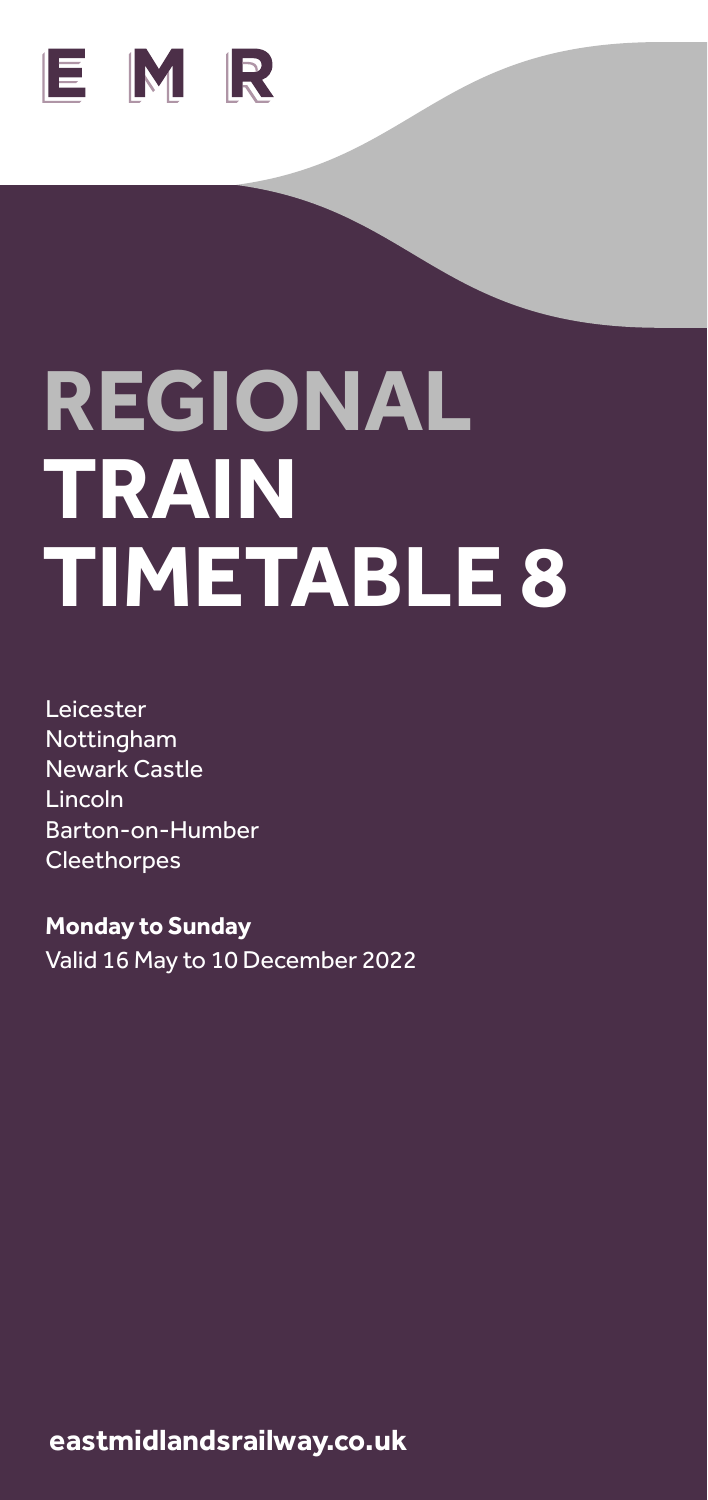E M R

# REGIONAL TRAIN TIMETABLE 8

Leicester
Nottingham
Newark Castle
Lincoln
Barton-on-Humber
Cleethorpes

**Monday to Sunday**
Valid 16 May to 10 December 2022

**eastmidlandsrailway.co.uk**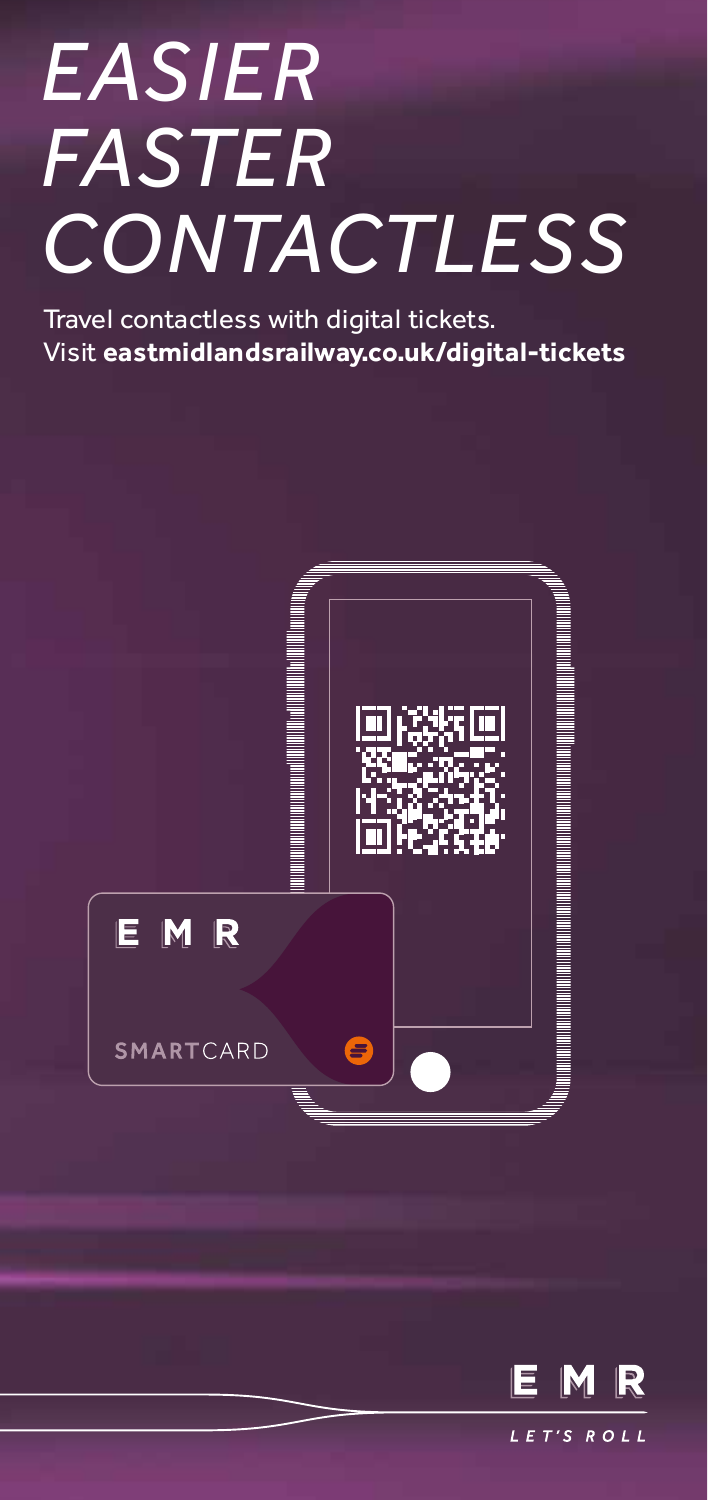# *EASIER FASTER CONTACTLESS*

Travel contactless with digital tickets.
Visit **eastmidlandsrailway.co.uk/digital-tickets**

EMR

SMARTCARD

EMR

*LET'S ROLL*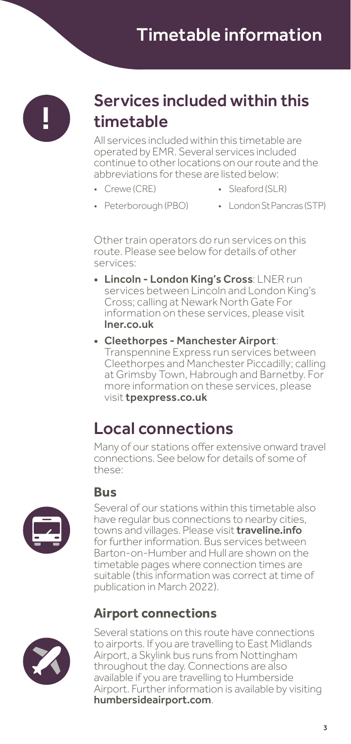# Timetable information

## Services included within this timetable

All services included within this timetable are operated by EMR. Several services included continue to other locations on our route and the abbreviations for these are listed below:

- Crewe (CRE)
- Sleaford (SLR)
- Peterborough (PBO)
- London St Pancras (STP)

Other train operators do run services on this route. Please see below for details of other services:

- **Lincoln - London King's Cross**: LNER run services between Lincoln and London King's Cross; calling at Newark North Gate For information on these services, please visit **lner.co.uk**
- **Cleethorpes - Manchester Airport**: Transpennine Express run services between Cleethorpes and Manchester Piccadilly; calling at Grimsby Town, Habrough and Barnetby. For more information on these services, please visit **tpexpress.co.uk**

## Local connections

Many of our stations offer extensive onward travel connections. See below for details of some of these:

### Bus

Several of our stations within this timetable also have regular bus connections to nearby cities, towns and villages. Please visit **traveline.info** for further information. Bus services between Barton-on-Humber and Hull are shown on the timetable pages where connection times are suitable (this information was correct at time of publication in March 2022).

### Airport connections

Several stations on this route have connections to airports. If you are travelling to East Midlands Airport, a Skylink bus runs from Nottingham throughout the day. Connections are also available if you are travelling to Humberside Airport. Further information is available by visiting **humbersideairport.com**.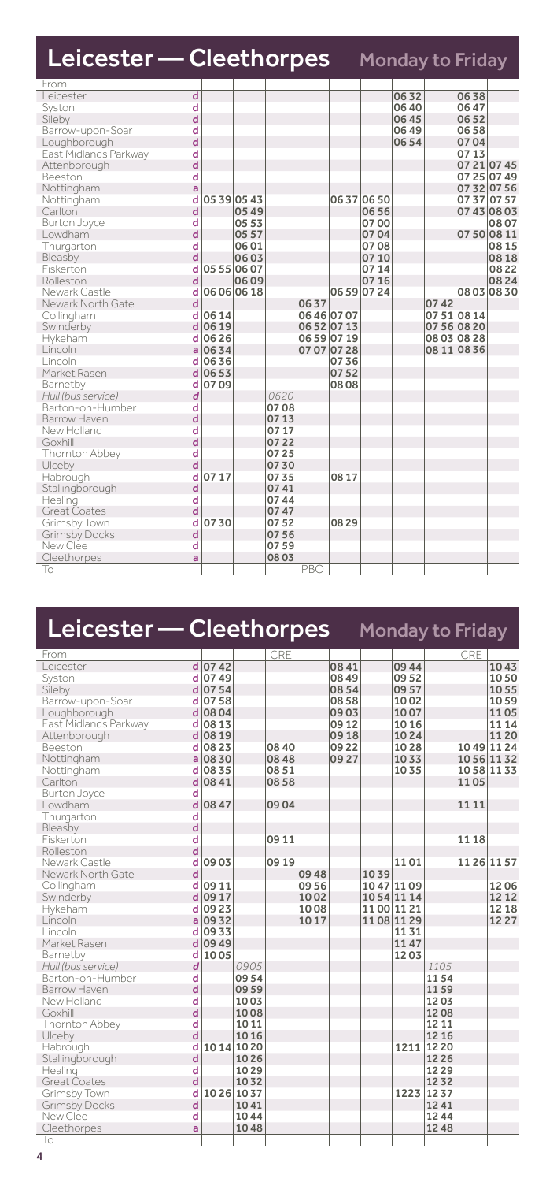# Leicester — Cleethorpes

Monday to Friday

| From | | | | | | | | | | | |
|---|---|---|---|---|---|---|---|---|---|---|---|
| Leicester | d | | | | | | | 0632 | | 0638 | |
| Syston | d | | | | | | | 0640 | | 0647 | |
| Sileby | d | | | | | | | 0645 | | 0652 | |
| Barrow-upon-Soar | d | | | | | | | 0649 | | 0658 | |
| Loughborough | d | | | | | | | 0654 | | 0704 | |
| East Midlands Parkway | d | | | | | | | | | 0713 | |
| Attenborough | d | | | | | | | | | 0721 | 0745 |
| Beeston | d | | | | | | | | | 0725 | 0749 |
| Nottingham | a | | | | | | | | | 0732 | 0756 |
| Nottingham | d | 0539 | 0543 | | | 0637 | 0650 | | | 0737 | 0757 |
| Carlton | d | | 0549 | | | | 0656 | | | 0743 | 0803 |
| Burton Joyce | d | | 0553 | | | | 0700 | | | | 0807 |
| Lowdham | d | | 0557 | | | | 0704 | | | 0750 | 0811 |
| Thurgarton | d | | 0601 | | | | 0708 | | | | 0815 |
| Bleasby | d | | 0603 | | | | 0710 | | | | 0818 |
| Fiskerton | d | 0555 | 0607 | | | | 0714 | | | | 0822 |
| Rolleston | d | | 0609 | | | | 0716 | | | | 0824 |
| Newark Castle | d | 0606 | 0618 | | | 0659 | 0724 | | | 0803 | 0830 |
| Newark North Gate | d | | | | 0637 | | | | 0742 | | |
| Collingham | d | 0614 | | | 0646 | 0707 | | | 0751 | 0814 | |
| Swinderby | d | 0619 | | | 0652 | 0713 | | | 0756 | 0820 | |
| Hykeham | d | 0626 | | | 0659 | 0719 | | | 0803 | 0828 | |
| Lincoln | a | 0634 | | | 0707 | 0728 | | | 0811 | 0836 | |
| Lincoln | d | 0636 | | | | 0736 | | | | | |
| Market Rasen | d | 0653 | | | | 0752 | | | | | |
| Barnetby | d | 0709 | | | | 0808 | | | | | |
| *Hull (bus service)* | *d* | | | *0620* | | | | | | | |
| Barton-on-Humber | d | | | 0708 | | | | | | | |
| Barrow Haven | d | | | 0713 | | | | | | | |
| New Holland | d | | | 0717 | | | | | | | |
| Goxhill | d | | | 0722 | | | | | | | |
| Thornton Abbey | d | | | 0725 | | | | | | | |
| Ulceby | d | | | 0730 | | | | | | | |
| Habrough | d | 0717 | | 0735 | | 0817 | | | | | |
| Stallingborough | d | | | 0741 | | | | | | | |
| Healing | d | | | 0744 | | | | | | | |
| Great Coates | d | | | 0747 | | | | | | | |
| Grimsby Town | d | 0730 | | 0752 | | 0829 | | | | | |
| Grimsby Docks | d | | | 0756 | | | | | | | |
| New Clee | d | | | 0759 | | | | | | | |
| Cleethorpes | a | | | 0803 | | | | | | | |
| To | | | | | PBO | | | | | | |

# Leicester — Cleethorpes

Monday to Friday

| From | | | | CRE | | | | | | CRE | |
|---|---|---|---|---|---|---|---|---|---|---|---|
| Leicester | d | 0742 | | | | 0841 | | 0944 | | | 1043 |
| Syston | d | 0749 | | | | 0849 | | 0952 | | | 1050 |
| Sileby | d | 0754 | | | | 0854 | | 0957 | | | 1055 |
| Barrow-upon-Soar | d | 0758 | | | | 0858 | | 1002 | | | 1059 |
| Loughborough | d | 0804 | | | | 0903 | | 1007 | | | 1105 |
| East Midlands Parkway | d | 0813 | | | | 0912 | | 1016 | | | 1114 |
| Attenborough | d | 0819 | | | | 0918 | | 1024 | | | 1120 |
| Beeston | d | 0823 | | 0840 | | 0922 | | 1028 | | 1049 | 1124 |
| Nottingham | a | 0830 | | 0848 | | 0927 | | 1033 | | 1056 | 1132 |
| Nottingham | d | 0835 | | 0851 | | | | 1035 | | 1058 | 1133 |
| Carlton | d | 0841 | | 0858 | | | | | | 1105 | |
| Burton Joyce | d | | | | | | | | | | |
| Lowdham | d | 0847 | | 0904 | | | | | | 1111 | |
| Thurgarton | d | | | | | | | | | | |
| Bleasby | d | | | | | | | | | | |
| Fiskerton | d | | | 0911 | | | | | | 1118 | |
| Rolleston | d | | | | | | | | | | |
| Newark Castle | d | 0903 | | 0919 | | | | 1101 | | 1126 | 1157 |
| Newark North Gate | d | | | | 0948 | | 1039 | | | | |
| Collingham | d | 0911 | | | 0956 | | 1047 | 1109 | | | 1206 |
| Swinderby | d | 0917 | | | 1002 | | 1054 | 1114 | | | 1212 |
| Hykeham | d | 0923 | | | 1008 | | 1100 | 1121 | | | 1218 |
| Lincoln | a | 0932 | | | 1017 | | 1108 | 1129 | | | 1227 |
| Lincoln | d | 0933 | | | | | | 1131 | | | |
| Market Rasen | d | 0949 | | | | | | 1147 | | | |
| Barnetby | d | 1005 | | | | | | 1203 | | | |
| *Hull (bus service)* | *d* | | *0905* | | | | | | *1105* | | |
| Barton-on-Humber | d | | 0954 | | | | | | 1154 | | |
| Barrow Haven | d | | 0959 | | | | | | 1159 | | |
| New Holland | d | | 1003 | | | | | | 1203 | | |
| Goxhill | d | | 1008 | | | | | | 1208 | | |
| Thornton Abbey | d | | 1011 | | | | | | 1211 | | |
| Ulceby | d | | 1016 | | | | | | 1216 | | |
| Habrough | d | 1014 | 1020 | | | | | 1211 | 1220 | | |
| Stallingborough | d | | 1026 | | | | | | 1226 | | |
| Healing | d | | 1029 | | | | | | 1229 | | |
| Great Coates | d | | 1032 | | | | | | 1232 | | |
| Grimsby Town | d | 1026 | 1037 | | | | | 1223 | 1237 | | |
| Grimsby Docks | d | | 1041 | | | | | | 1241 | | |
| New Clee | d | | 1044 | | | | | | 1244 | | |
| Cleethorpes | a | | 1048 | | | | | | 1248 | | |
| To | | | | | | | | | | | |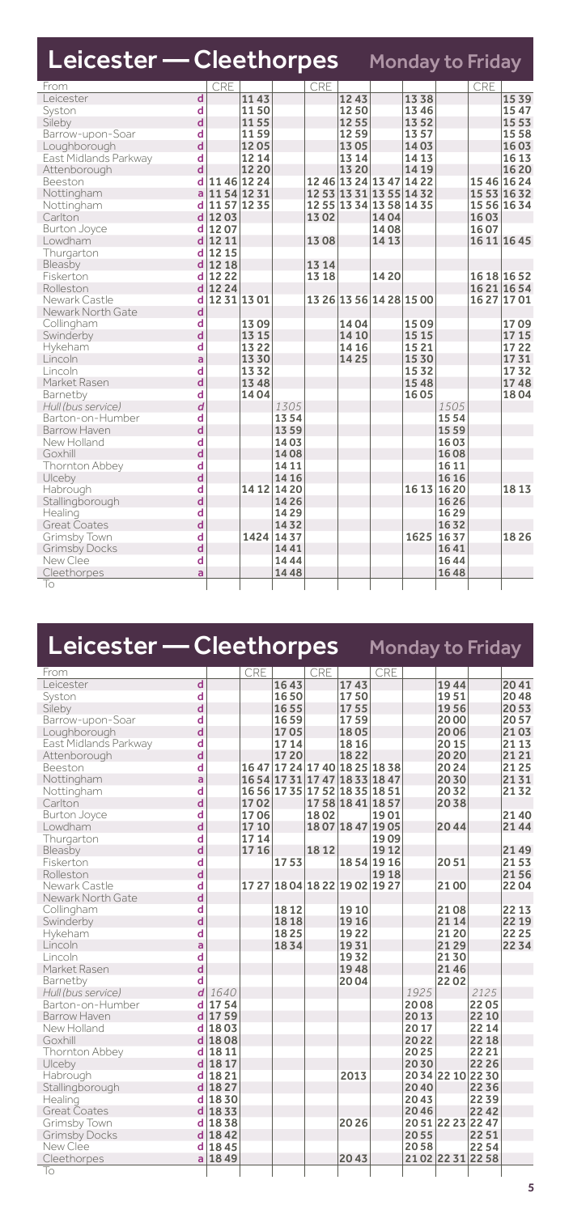# Leicester — Cleethorpes

## Monday to Friday

| From | | CRE | | | CRE | | | | | CRE | |
|---|---|---|---|---|---|---|---|---|---|---|---|
| Leicester | d | | 1143 | | | 1243 | | 1338 | | | 1539 |
| Syston | d | | 1150 | | | 1250 | | 1346 | | | 1547 |
| Sileby | d | | 1155 | | | 1255 | | 1352 | | | 1553 |
| Barrow-upon-Soar | d | | 1159 | | | 1259 | | 1357 | | | 1558 |
| Loughborough | d | | 1205 | | | 1305 | | 1403 | | | 1603 |
| East Midlands Parkway | d | | 1214 | | | 1314 | | 1413 | | | 1613 |
| Attenborough | d | | 1220 | | | 1320 | | 1419 | | | 1620 |
| Beeston | d | 1146 | 1224 | | 1246 | 1324 | 1347 | 1422 | | 1546 | 1624 |
| Nottingham | a | 1154 | 1231 | | 1253 | 1331 | 1355 | 1432 | | 1553 | 1632 |
| Nottingham | d | 1157 | 1235 | | 1255 | 1334 | 1358 | 1435 | | 1556 | 1634 |
| Carlton | d | 1203 | | | 1302 | | 1404 | | | 1603 | |
| Burton Joyce | d | 1207 | | | | | 1408 | | | 1607 | |
| Lowdham | d | 1211 | | | 1308 | | 1413 | | | 1611 | 1645 |
| Thurgarton | d | 1215 | | | | | | | | | |
| Bleasby | d | 1218 | | | 1314 | | | | | | |
| Fiskerton | d | 1222 | | | 1318 | | 1420 | | | 1618 | 1652 |
| Rolleston | d | 1224 | | | | | | | | 1621 | 1654 |
| Newark Castle | d | 1231 | 1301 | | 1326 | 1356 | 1428 | 1500 | | 1627 | 1701 |
| Newark North Gate | d | | | | | | | | | | |
| Collingham | d | | 1309 | | | 1404 | | 1509 | | | 1709 |
| Swinderby | d | | 1315 | | | 1410 | | 1515 | | | 1715 |
| Hykeham | d | | 1322 | | | 1416 | | 1521 | | | 1722 |
| Lincoln | a | | 1330 | | | 1425 | | 1530 | | | 1731 |
| Lincoln | d | | 1332 | | | | | 1532 | | | 1732 |
| Market Rasen | d | | 1348 | | | | | 1548 | | | 1748 |
| Barnetby | d | | 1404 | | | | | 1605 | | | 1804 |
| *Hull (bus service)* | *d* | | | *1305* | | | | | *1505* | | |
| Barton-on-Humber | d | | | 1354 | | | | | 1554 | | |
| Barrow Haven | d | | | 1359 | | | | | 1559 | | |
| New Holland | d | | | 1403 | | | | | 1603 | | |
| Goxhill | d | | | 1408 | | | | | 1608 | | |
| Thornton Abbey | d | | | 1411 | | | | | 1611 | | |
| Ulceby | d | | | 1416 | | | | | 1616 | | |
| Habrough | d | | 1412 | 1420 | | | | 1613 | 1620 | | 1813 |
| Stallingborough | d | | | 1426 | | | | | 1626 | | |
| Healing | d | | | 1429 | | | | | 1629 | | |
| Great Coates | d | | | 1432 | | | | | 1632 | | |
| Grimsby Town | d | | 1424 | 1437 | | | | 1625 | 1637 | | 1826 |
| Grimsby Docks | d | | | 1441 | | | | | 1641 | | |
| New Clee | d | | | 1444 | | | | | 1644 | | |
| Cleethorpes | a | | | 1448 | | | | | 1648 | | |
| To | | | | | | | | | | | |

# Leicester — Cleethorpes

## Monday to Friday

| From | | | CRE | | CRE | | CRE | | | | |
|---|---|---|---|---|---|---|---|---|---|---|---|
| Leicester | d | | | 1643 | | 1743 | | | 1944 | | 2041 |
| Syston | d | | | 1650 | | 1750 | | | 1951 | | 2048 |
| Sileby | d | | | 1655 | | 1755 | | | 1956 | | 2053 |
| Barrow-upon-Soar | d | | | 1659 | | 1759 | | | 2000 | | 2057 |
| Loughborough | d | | | 1705 | | 1805 | | | 2006 | | 2103 |
| East Midlands Parkway | d | | | 1714 | | 1816 | | | 2015 | | 2113 |
| Attenborough | d | | | 1720 | | 1822 | | | 2020 | | 2121 |
| Beeston | d | | 1647 | 1724 | 1740 | 1825 | 1838 | | 2024 | | 2125 |
| Nottingham | a | | 1654 | 1731 | 1747 | 1833 | 1847 | | 2030 | | 2131 |
| Nottingham | d | | 1656 | 1735 | 1752 | 1835 | 1851 | | 2032 | | 2132 |
| Carlton | d | | 1702 | | 1758 | 1841 | 1857 | | 2038 | | |
| Burton Joyce | d | | 1706 | | 1802 | | 1901 | | | | 2140 |
| Lowdham | d | | 1710 | | 1807 | 1847 | 1905 | | 2044 | | 2144 |
| Thurgarton | d | | 1714 | | | | 1909 | | | | |
| Bleasby | d | | 1716 | | 1812 | | 1912 | | | | 2149 |
| Fiskerton | d | | | 1753 | | 1854 | 1916 | | 2051 | | 2153 |
| Rolleston | d | | | | | | 1918 | | | | 2156 |
| Newark Castle | d | | 1727 | 1804 | 1822 | 1902 | 1927 | | 2100 | | 2204 |
| Newark North Gate | d | | | | | | | | | | |
| Collingham | d | | | 1812 | | 1910 | | | 2108 | | 2213 |
| Swinderby | d | | | 1818 | | 1916 | | | 2114 | | 2219 |
| Hykeham | d | | | 1825 | | 1922 | | | 2120 | | 2225 |
| Lincoln | a | | | 1834 | | 1931 | | | 2129 | | 2234 |
| Lincoln | d | | | | | 1932 | | | 2130 | | |
| Market Rasen | d | | | | | 1948 | | | 2146 | | |
| Barnetby | d | | | | | 2004 | | | 2202 | | |
| *Hull (bus service)* | *d* | *1640* | | | | | | *1925* | | *2125* | |
| Barton-on-Humber | d | 1754 | | | | | | 2008 | | 2205 | |
| Barrow Haven | d | 1759 | | | | | | 2013 | | 2210 | |
| New Holland | d | 1803 | | | | | | 2017 | | 2214 | |
| Goxhill | d | 1808 | | | | | | 2022 | | 2218 | |
| Thornton Abbey | d | 1811 | | | | | | 2025 | | 2221 | |
| Ulceby | d | 1817 | | | | | | 2030 | | 2226 | |
| Habrough | d | 1821 | | | | 2013 | | 2034 | 2210 | 2230 | |
| Stallingborough | d | 1827 | | | | | | 2040 | | 2236 | |
| Healing | d | 1830 | | | | | | 2043 | | 2239 | |
| Great Coates | d | 1833 | | | | | | 2046 | | 2242 | |
| Grimsby Town | d | 1838 | | | | 2026 | | 2051 | 2223 | 2247 | |
| Grimsby Docks | d | 1842 | | | | | | 2055 | | 2251 | |
| New Clee | d | 1845 | | | | | | 2058 | | 2254 | |
| Cleethorpes | a | 1849 | | | | 2043 | | 2102 | 2231 | 2258 | |
| To | | | | | | | | | | | |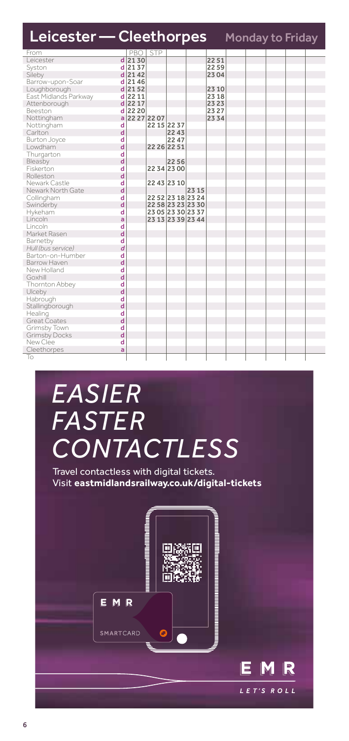# Leicester — Cleethorpes

## Monday to Friday

| From | | PBO | STP | | | |
|---|---|---|---|---|---|---|
| Leicester | d | 21 30 | | | | 22 51 |
| Syston | d | 21 37 | | | | 22 59 |
| Sileby | d | 21 42 | | | | 23 04 |
| Barrow-upon-Soar | d | 21 46 | | | | |
| Loughborough | d | 21 52 | | | | 23 10 |
| East Midlands Parkway | d | 22 11 | | | | 23 18 |
| Attenborough | d | 22 17 | | | | 23 23 |
| Beeston | d | 22 20 | | | | 23 27 |
| Nottingham | a | 22 27 | 22 07 | | | 23 34 |
| Nottingham | d | | 22 15 | 22 37 | | |
| Carlton | d | | | 22 43 | | |
| Burton Joyce | d | | | 22 47 | | |
| Lowdham | d | | 22 26 | 22 51 | | |
| Thurgarton | d | | | | | |
| Bleasby | d | | | 22 56 | | |
| Fiskerton | d | | 22 34 | 23 00 | | |
| Rolleston | d | | | | | |
| Newark Castle | d | | 22 43 | 23 10 | | |
| Newark North Gate | d | | | | 23 15 | |
| Collingham | d | | 22 52 | 23 18 | 23 24 | |
| Swinderby | d | | 22 58 | 23 23 | 23 30 | |
| Hykeham | d | | 23 05 | 23 30 | 23 37 | |
| Lincoln | a | | 23 13 | 23 39 | 23 44 | |
| Lincoln | d | | | | | |
| Market Rasen | d | | | | | |
| Barnetby | d | | | | | |
| *Hull (bus service)* | *d* | | | | | |
| Barton-on-Humber | d | | | | | |
| Barrow Haven | d | | | | | |
| New Holland | d | | | | | |
| Goxhill | d | | | | | |
| Thornton Abbey | d | | | | | |
| Ulceby | d | | | | | |
| Habrough | d | | | | | |
| Stallingborough | d | | | | | |
| Healing | d | | | | | |
| Great Coates | d | | | | | |
| Grimsby Town | d | | | | | |
| Grimsby Docks | d | | | | | |
| New Clee | d | | | | | |
| Cleethorpes | a | | | | | |
| To | | | | | | |

*EASIER*
*FASTER*
*CONTACTLESS*

Travel contactless with digital tickets.
Visit **eastmidlandsrailway.co.uk/digital-tickets**

EMR SMARTCARD

EMR *LET'S ROLL*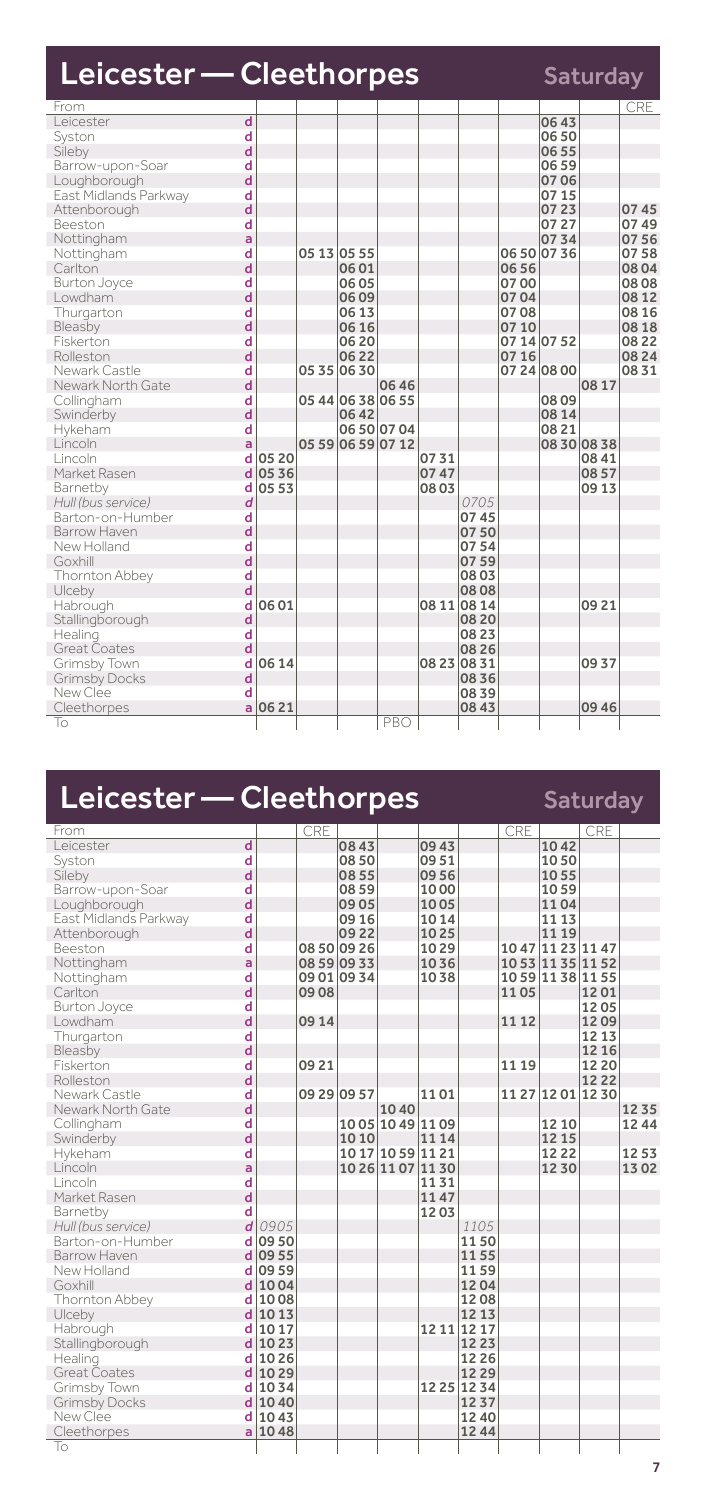## Leicester — Cleethorpes

**Saturday**

| From | | | | | | | | | | | CRE |
|---|---|---|---|---|---|---|---|---|---|---|---|
| Leicester | d | | | | | | | | 0643 | | |
| Syston | d | | | | | | | | 0650 | | |
| Sileby | d | | | | | | | | 0655 | | |
| Barrow-upon-Soar | d | | | | | | | | 0659 | | |
| Loughborough | d | | | | | | | | 0706 | | |
| East Midlands Parkway | d | | | | | | | | 0715 | | |
| Attenborough | d | | | | | | | | 0723 | | 0745 |
| Beeston | d | | | | | | | | 0727 | | 0749 |
| Nottingham | a | | | | | | | | 0734 | | 0756 |
| Nottingham | d | | 0513 | 0555 | | | | 0650 | 0736 | | 0758 |
| Carlton | d | | | 0601 | | | | 0656 | | | 0804 |
| Burton Joyce | d | | | 0605 | | | | 0700 | | | 0808 |
| Lowdham | d | | | 0609 | | | | 0704 | | | 0812 |
| Thurgarton | d | | | 0613 | | | | 0708 | | | 0816 |
| Bleasby | d | | | 0616 | | | | 0710 | | | 0818 |
| Fiskerton | d | | | 0620 | | | | 0714 | 0752 | | 0822 |
| Rolleston | d | | | 0622 | | | | 0716 | | | 0824 |
| Newark Castle | d | | 0535 | 0630 | | | | 0724 | 0800 | | 0831 |
| Newark North Gate | d | | | | 0646 | | | | | 0817 | |
| Collingham | d | | 0544 | 0638 | 0655 | | | | 0809 | | |
| Swinderby | d | | | 0642 | | | | | 0814 | | |
| Hykeham | d | | | 0650 | 0704 | | | | 0821 | | |
| Lincoln | a | | 0559 | 0659 | 0712 | | | | 0830 | 0838 | |
| Lincoln | d | 0520 | | | | 0731 | | | | 0841 | |
| Market Rasen | d | 0536 | | | | 0747 | | | | 0857 | |
| Barnetby | d | 0553 | | | | 0803 | | | | 0913 | |
| *Hull (bus service)* | d | | | | | | *0705* | | | | |
| Barton-on-Humber | d | | | | | | 0745 | | | | |
| Barrow Haven | d | | | | | | 0750 | | | | |
| New Holland | d | | | | | | 0754 | | | | |
| Goxhill | d | | | | | | 0759 | | | | |
| Thornton Abbey | d | | | | | | 0803 | | | | |
| Ulceby | d | | | | | | 0808 | | | | |
| Habrough | d | 0601 | | | | 0811 | 0814 | | | 0921 | |
| Stallingborough | d | | | | | | 0820 | | | | |
| Healing | d | | | | | | 0823 | | | | |
| Great Coates | d | | | | | | 0826 | | | | |
| Grimsby Town | d | 0614 | | | | 0823 | 0831 | | | 0937 | |
| Grimsby Docks | d | | | | | | 0836 | | | | |
| New Clee | d | | | | | | 0839 | | | | |
| Cleethorpes | a | 0621 | | | | | 0843 | | | 0946 | |
| To | | | | | PBO | | | | | | |

## Leicester — Cleethorpes

**Saturday**

| From | | | CRE | | | | | CRE | | CRE | |
|---|---|---|---|---|---|---|---|---|---|---|---|
| Leicester | d | | | 0843 | | 0943 | | | 1042 | | |
| Syston | d | | | 0850 | | 0951 | | | 1050 | | |
| Sileby | d | | | 0855 | | 0956 | | | 1055 | | |
| Barrow-upon-Soar | d | | | 0859 | | 1000 | | | 1059 | | |
| Loughborough | d | | | 0905 | | 1005 | | | 1104 | | |
| East Midlands Parkway | d | | | 0916 | | 1014 | | | 1113 | | |
| Attenborough | d | | | 0922 | | 1025 | | | 1119 | | |
| Beeston | d | | 0850 | 0926 | | 1029 | | 1047 | 1123 | 1147 | |
| Nottingham | a | | 0859 | 0933 | | 1036 | | 1053 | 1135 | 1152 | |
| Nottingham | d | | 0901 | 0934 | | 1038 | | 1059 | 1138 | 1155 | |
| Carlton | d | | 0908 | | | | | 1105 | | 1201 | |
| Burton Joyce | d | | | | | | | | | 1205 | |
| Lowdham | d | | 0914 | | | | | 1112 | | 1209 | |
| Thurgarton | d | | | | | | | | | 1213 | |
| Bleasby | d | | | | | | | | | 1216 | |
| Fiskerton | d | | 0921 | | | | | 1119 | | 1220 | |
| Rolleston | d | | | | | | | | | 1222 | |
| Newark Castle | d | | 0929 | 0957 | | 1101 | | 1127 | 1201 | 1230 | |
| Newark North Gate | d | | | | 1040 | | | | | | 1235 |
| Collingham | d | | | 1005 | 1049 | 1109 | | | 1210 | | 1244 |
| Swinderby | d | | | 1010 | | 1114 | | | 1215 | | |
| Hykeham | d | | | 1017 | 1059 | 1121 | | | 1222 | | 1253 |
| Lincoln | a | | | 1026 | 1107 | 1130 | | | 1230 | | 1302 |
| Lincoln | d | | | | | 1131 | | | | | |
| Market Rasen | d | | | | | 1147 | | | | | |
| Barnetby | d | | | | | 1203 | | | | | |
| *Hull (bus service)* | d | *0905* | | | | | *1105* | | | | |
| Barton-on-Humber | d | 0950 | | | | | 1150 | | | | |
| Barrow Haven | d | 0955 | | | | | 1155 | | | | |
| New Holland | d | 0959 | | | | | 1159 | | | | |
| Goxhill | d | 1004 | | | | | 1204 | | | | |
| Thornton Abbey | d | 1008 | | | | | 1208 | | | | |
| Ulceby | d | 1013 | | | | | 1213 | | | | |
| Habrough | d | 1017 | | | | 1211 | 1217 | | | | |
| Stallingborough | d | 1023 | | | | | 1223 | | | | |
| Healing | d | 1026 | | | | | 1226 | | | | |
| Great Coates | d | 1029 | | | | | 1229 | | | | |
| Grimsby Town | d | 1034 | | | | 1225 | 1234 | | | | |
| Grimsby Docks | d | 1040 | | | | | 1237 | | | | |
| New Clee | d | 1043 | | | | | 1240 | | | | |
| Cleethorpes | a | 1048 | | | | | 1244 | | | | |
| To | | | | | | | | | | | |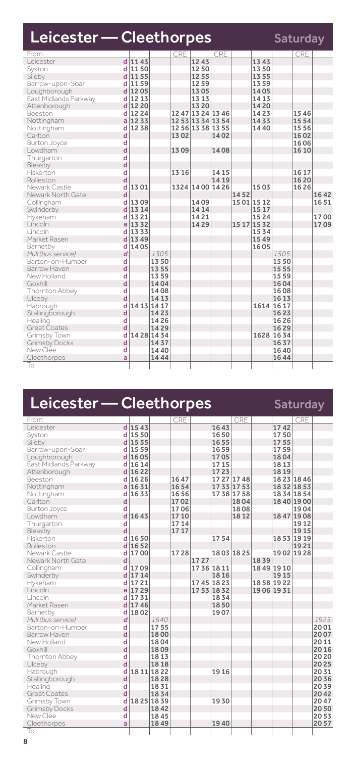# Leicester — Cleethorpes

**Saturday**

| From | | | | CRE | | CRE | | | | CRE | |
|---|---|---|---|---|---|---|---|---|---|---|---|
| Leicester | d | 1143 | | | 1243 | | | 1343 | | | |
| Syston | d | 1150 | | | 1250 | | | 1350 | | | |
| Sileby | d | 1155 | | | 1255 | | | 1355 | | | |
| Barrow-upon-Soar | d | 1159 | | | 1259 | | | 1359 | | | |
| Loughborough | d | 1205 | | | 1305 | | | 1405 | | | |
| East Midlands Parkway | d | 1213 | | | 1313 | | | 1413 | | | |
| Attenborough | d | 1220 | | | 1320 | | | 1420 | | | |
| Beeston | d | 1224 | | 1247 | 1324 | 1346 | | 1423 | | 1546 | |
| Nottingham | a | 1233 | | 1253 | 1334 | 1354 | | 1433 | | 1554 | |
| Nottingham | d | 1238 | | 1256 | 1338 | 1355 | | 1440 | | 1556 | |
| Carlton | d | | | 1302 | | 1402 | | | | 1602 | |
| Burton Joyce | d | | | | | | | | | 1606 | |
| Lowdham | d | | | 1309 | | 1408 | | | | 1610 | |
| Thurgarton | d | | | | | | | | | | |
| Bleasby | d | | | | | | | | | | |
| Fiskerton | d | | | 1316 | | 1415 | | | | 1617 | |
| Rolleston | d | | | | | 1419 | | | | 1620 | |
| Newark Castle | d | 1301 | | 1324 | 1400 | 1426 | | 1503 | | 1626 | |
| Newark North Gate | d | | | | | | 1452 | | | | 1642 |
| Collingham | d | 1309 | | | 1409 | | 1501 | 1512 | | | 1651 |
| Swinderby | d | 1314 | | | 1414 | | | 1517 | | | |
| Hykeham | d | 1321 | | | 1421 | | | 1524 | | | 1700 |
| Lincoln | a | 1332 | | | 1429 | | 1517 | 1532 | | | 1709 |
| Lincoln | d | 1333 | | | | | | 1534 | | | |
| Market Rasen | d | 1349 | | | | | | 1549 | | | |
| Barnetby | d | 1405 | | | | | | 1605 | | | |
| *Hull (bus service)* | *d* | | *1305* | | | | | | *1505* | | |
| Barton-on-Humber | d | | 1350 | | | | | | 1550 | | |
| Barrow Haven | d | | 1355 | | | | | | 1555 | | |
| New Holland | d | | 1359 | | | | | | 1559 | | |
| Goxhill | d | | 1404 | | | | | | 1604 | | |
| Thornton Abbey | d | | 1408 | | | | | | 1608 | | |
| Ulceby | d | | 1413 | | | | | | 1613 | | |
| Habrough | d | 1413 | 1417 | | | | | 1614 | 1617 | | |
| Stallingborough | d | | 1423 | | | | | | 1623 | | |
| Healing | d | | 1426 | | | | | | 1626 | | |
| Great Coates | d | | 1429 | | | | | | 1629 | | |
| Grimsby Town | d | 1428 | 1434 | | | | | 1628 | 1634 | | |
| Grimsby Docks | d | | 1437 | | | | | | 1637 | | |
| New Clee | d | | 1440 | | | | | | 1640 | | |
| Cleethorpes | a | | 1444 | | | | | | 1644 | | |
| To | | | | | | | | | | | |

# Leicester — Cleethorpes

**Saturday**

| From | | | | CRE | | | CRE | | | CRE | |
|---|---|---|---|---|---|---|---|---|---|---|---|
| Leicester | d | 1543 | | | | 1643 | | | 1742 | | |
| Syston | d | 1550 | | | | 1650 | | | 1750 | | |
| Sileby | d | 1555 | | | | 1655 | | | 1755 | | |
| Barrow-upon-Soar | d | 1559 | | | | 1659 | | | 1759 | | |
| Loughborough | d | 1605 | | | | 1705 | | | 1804 | | |
| East Midlands Parkway | d | 1614 | | | | 1715 | | | 1813 | | |
| Attenborough | d | 1622 | | | | 1723 | | | 1819 | | |
| Beeston | d | 1626 | | 1647 | | 1727 | 1748 | | 1823 | 1846 | |
| Nottingham | a | 1631 | | 1654 | | 1733 | 1753 | | 1832 | 1853 | |
| Nottingham | d | 1633 | | 1656 | | 1738 | 1758 | | 1834 | 1854 | |
| Carlton | d | | | 1702 | | | 1804 | | 1840 | 1900 | |
| Burton Joyce | d | | | 1706 | | | 1808 | | | 1904 | |
| Lowdham | d | 1643 | | 1710 | | | 1812 | | 1847 | 1908 | |
| Thurgarton | d | | | 1714 | | | | | | 1912 | |
| Bleasby | d | | | 1717 | | | | | | 1915 | |
| Fiskerton | d | 1650 | | | | 1754 | | | 1853 | 1919 | |
| Rolleston | d | 1652 | | | | | | | | 1921 | |
| Newark Castle | d | 1700 | | 1728 | | 1803 | 1825 | | 1902 | 1928 | |
| Newark North Gate | d | | | | 1727 | | | 1839 | | | |
| Collingham | d | 1709 | | | 1736 | 1811 | | 1849 | 1910 | | |
| Swinderby | d | 1714 | | | | 1816 | | | 1915 | | |
| Hykeham | d | 1721 | | | 1745 | 1823 | | 1858 | 1922 | | |
| Lincoln | a | 1729 | | | 1753 | 1832 | | 1906 | 1931 | | |
| Lincoln | d | 1731 | | | | 1834 | | | | | |
| Market Rasen | d | 1746 | | | | 1850 | | | | | |
| Barnetby | d | 1802 | | | | 1907 | | | | | |
| *Hull (bus service)* | *d* | | *1640* | | | | | | | | *1925* |
| Barton-on-Humber | d | | 1755 | | | | | | | | 2001 |
| Barrow Haven | d | | 1800 | | | | | | | | 2007 |
| New Holland | d | | 1804 | | | | | | | | 2011 |
| Goxhill | d | | 1809 | | | | | | | | 2016 |
| Thornton Abbey | d | | 1813 | | | | | | | | 2020 |
| Ulceby | d | | 1818 | | | | | | | | 2025 |
| Habrough | d | 1811 | 1822 | | | 1916 | | | | | 2031 |
| Stallingborough | d | | 1828 | | | | | | | | 2036 |
| Healing | d | | 1831 | | | | | | | | 2039 |
| Great Coates | d | | 1834 | | | | | | | | 2042 |
| Grimsby Town | d | 1825 | 1839 | | | 1930 | | | | | 2047 |
| Grimsby Docks | d | | 1842 | | | | | | | | 2050 |
| New Clee | d | | 1845 | | | | | | | | 2053 |
| Cleethorpes | a | | 1849 | | | 1940 | | | | | 2057 |
| To | | | | | | | | | | | |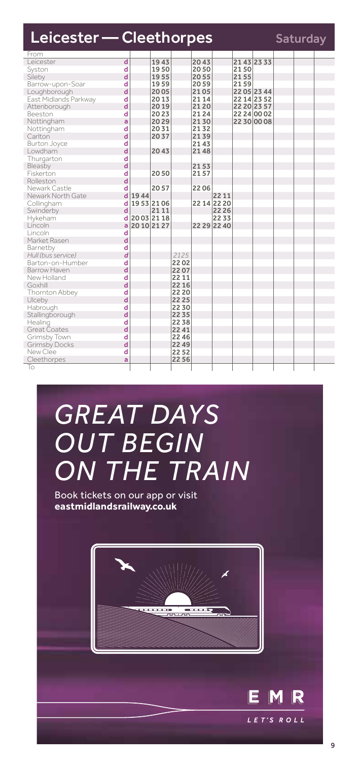# Leicester — Cleethorpes

**Saturday**

| From | | | | | | | | | | | |
|---|---|---|---|---|---|---|---|---|---|---|---|
| Leicester | d | | 19 43 | | 20 43 | | 21 43 | 23 33 | | | |
| Syston | d | | 19 50 | | 20 50 | | 21 50 | | | | |
| Sileby | d | | 19 55 | | 20 55 | | 21 55 | | | | |
| Barrow-upon-Soar | d | | 19 59 | | 20 59 | | 21 59 | | | | |
| Loughborough | d | | 20 05 | | 21 05 | | 22 05 | 23 44 | | | |
| East Midlands Parkway | d | | 20 13 | | 21 14 | | 22 14 | 23 52 | | | |
| Attenborough | d | | 20 19 | | 21 20 | | 22 20 | 23 57 | | | |
| Beeston | d | | 20 23 | | 21 24 | | 22 24 | 00 02 | | | |
| Nottingham | a | | 20 29 | | 21 30 | | 22 30 | 00 08 | | | |
| Nottingham | d | | 20 31 | | 21 32 | | | | | | |
| Carlton | d | | 20 37 | | 21 39 | | | | | | |
| Burton Joyce | d | | | | 21 43 | | | | | | |
| Lowdham | d | | 20 43 | | 21 48 | | | | | | |
| Thurgarton | d | | | | | | | | | | |
| Bleasby | d | | | | 21 53 | | | | | | |
| Fiskerton | d | | 20 50 | | 21 57 | | | | | | |
| Rolleston | d | | | | | | | | | | |
| Newark Castle | d | | 20 57 | | 22 06 | | | | | | |
| Newark North Gate | d | 19 44 | | | | 22 11 | | | | | |
| Collingham | d | 19 53 | 21 06 | | 22 14 | 22 20 | | | | | |
| Swinderby | d | | 21 11 | | | 22 26 | | | | | |
| Hykeham | d | 20 03 | 21 18 | | | 22 33 | | | | | |
| Lincoln | a | 20 10 | 21 27 | | 22 29 | 22 40 | | | | | |
| Lincoln | d | | | | | | | | | | |
| Market Rasen | d | | | | | | | | | | |
| Barnetby | d | | | | | | | | | | |
| *Hull (bus service)* | *d* | | | *2125* | | | | | | | |
| Barton-on-Humber | d | | | 22 02 | | | | | | | |
| Barrow Haven | d | | | 22 07 | | | | | | | |
| New Holland | d | | | 22 11 | | | | | | | |
| Goxhill | d | | | 22 16 | | | | | | | |
| Thornton Abbey | d | | | 22 20 | | | | | | | |
| Ulceby | d | | | 22 25 | | | | | | | |
| Habrough | d | | | 22 30 | | | | | | | |
| Stallingborough | d | | | 22 35 | | | | | | | |
| Healing | d | | | 22 38 | | | | | | | |
| Great Coates | d | | | 22 41 | | | | | | | |
| Grimsby Town | d | | | 22 46 | | | | | | | |
| Grimsby Docks | d | | | 22 49 | | | | | | | |
| New Clee | d | | | 22 52 | | | | | | | |
| Cleethorpes | a | | | 22 56 | | | | | | | |
| To | | | | | | | | | | | |

*GREAT DAYS OUT BEGIN ON THE TRAIN*

Book tickets on our app or visit **eastmidlandsrailway.co.uk**

EMR

*LET'S ROLL*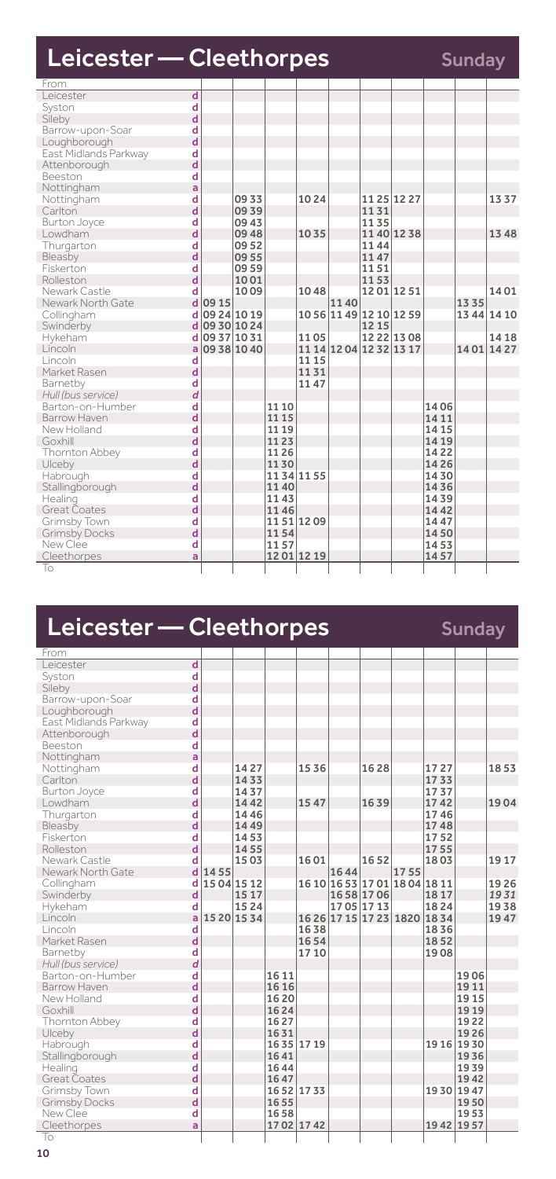## Leicester — Cleethorpes

**Sunday**

| From | | | | | | | | | | | |
|---|---|---|---|---|---|---|---|---|---|---|---|
| Leicester | d | | | | | | | | | | |
| Syston | d | | | | | | | | | | |
| Sileby | d | | | | | | | | | | |
| Barrow-upon-Soar | d | | | | | | | | | | |
| Loughborough | d | | | | | | | | | | |
| East Midlands Parkway | d | | | | | | | | | | |
| Attenborough | d | | | | | | | | | | |
| Beeston | d | | | | | | | | | | |
| Nottingham | a | | | | | | | | | | |
| Nottingham | d | | 0933 | | 1024 | | 1125 | 1227 | | | 1337 |
| Carlton | d | | 0939 | | | | 1131 | | | | |
| Burton Joyce | d | | 0943 | | | | 1135 | | | | |
| Lowdham | d | | 0948 | | 1035 | | 1140 | 1238 | | | 1348 |
| Thurgarton | d | | 0952 | | | | 1144 | | | | |
| Bleasby | d | | 0955 | | | | 1147 | | | | |
| Fiskerton | d | | 0959 | | | | 1151 | | | | |
| Rolleston | d | | 1001 | | | | 1153 | | | | |
| Newark Castle | d | | 1009 | | 1048 | | 1201 | 1251 | | | 1401 |
| Newark North Gate | d | 0915 | | | | 1140 | | | | 1335 | |
| Collingham | d | 0924 | 1019 | | 1056 | 1149 | 1210 | 1259 | | 1344 | 1410 |
| Swinderby | d | 0930 | 1024 | | | | 1215 | | | | |
| Hykeham | d | 0937 | 1031 | | 1105 | | 1222 | 1308 | | | 1418 |
| Lincoln | a | 0938 | 1040 | | 1114 | 1204 | 1232 | 1317 | | 1401 | 1427 |
| Lincoln | d | | | | 1115 | | | | | | |
| Market Rasen | d | | | | 1131 | | | | | | |
| Barnetby | d | | | | 1147 | | | | | | |
| *Hull (bus service)* | *d* | | | | | | | | | | |
| Barton-on-Humber | d | | | 1110 | | | | | 1406 | | |
| Barrow Haven | d | | | 1115 | | | | | 1411 | | |
| New Holland | d | | | 1119 | | | | | 1415 | | |
| Goxhill | d | | | 1123 | | | | | 1419 | | |
| Thornton Abbey | d | | | 1126 | | | | | 1422 | | |
| Ulceby | d | | | 1130 | | | | | 1426 | | |
| Habrough | d | | | 1134 | 1155 | | | | 1430 | | |
| Stallingborough | d | | | 1140 | | | | | 1436 | | |
| Healing | d | | | 1143 | | | | | 1439 | | |
| Great Coates | d | | | 1146 | | | | | 1442 | | |
| Grimsby Town | d | | | 1151 | 1209 | | | | 1447 | | |
| Grimsby Docks | d | | | 1154 | | | | | 1450 | | |
| New Clee | d | | | 1157 | | | | | 1453 | | |
| Cleethorpes | a | | | 1201 | 1219 | | | | 1457 | | |
| To | | | | | | | | | | | |

## Leicester — Cleethorpes

**Sunday**

| From | | | | | | | | | | | |
|---|---|---|---|---|---|---|---|---|---|---|---|
| Leicester | d | | | | | | | | | | |
| Syston | d | | | | | | | | | | |
| Sileby | d | | | | | | | | | | |
| Barrow-upon-Soar | d | | | | | | | | | | |
| Loughborough | d | | | | | | | | | | |
| East Midlands Parkway | d | | | | | | | | | | |
| Attenborough | d | | | | | | | | | | |
| Beeston | d | | | | | | | | | | |
| Nottingham | a | | | | | | | | | | |
| Nottingham | d | | 1427 | | 1536 | | 1628 | | 1727 | | 1853 |
| Carlton | d | | 1433 | | | | | | 1733 | | |
| Burton Joyce | d | | 1437 | | | | | | 1737 | | |
| Lowdham | d | | 1442 | | 1547 | | 1639 | | 1742 | | 1904 |
| Thurgarton | d | | 1446 | | | | | | 1746 | | |
| Bleasby | d | | 1449 | | | | | | 1748 | | |
| Fiskerton | d | | 1453 | | | | | | 1752 | | |
| Rolleston | d | | 1455 | | | | | | 1755 | | |
| Newark Castle | d | | 1503 | | 1601 | | 1652 | | 1803 | | 1917 |
| Newark North Gate | d | 1455 | | | | 1644 | | 1755 | | | |
| Collingham | d | 1504 | 1512 | | 1610 | 1653 | 1701 | 1804 | 1811 | | 1926 |
| Swinderby | d | | 1517 | | | 1658 | 1706 | | 1817 | | *1931* |
| Hykeham | d | | 1524 | | | 1705 | 1713 | | 1824 | | 1938 |
| Lincoln | a | 1520 | 1534 | | 1626 | 1715 | 1723 | 1820 | 1834 | | 1947 |
| Lincoln | d | | | | 1638 | | | | 1836 | | |
| Market Rasen | d | | | | 1654 | | | | 1852 | | |
| Barnetby | d | | | | 1710 | | | | 1908 | | |
| *Hull (bus service)* | *d* | | | | | | | | | | |
| Barton-on-Humber | d | | | 1611 | | | | | | 1906 | |
| Barrow Haven | d | | | 1616 | | | | | | 1911 | |
| New Holland | d | | | 1620 | | | | | | 1915 | |
| Goxhill | d | | | 1624 | | | | | | 1919 | |
| Thornton Abbey | d | | | 1627 | | | | | | 1922 | |
| Ulceby | d | | | 1631 | | | | | | 1926 | |
| Habrough | d | | | 1635 | 1719 | | | | 1916 | 1930 | |
| Stallingborough | d | | | 1641 | | | | | | 1936 | |
| Healing | d | | | 1644 | | | | | | 1939 | |
| Great Coates | d | | | 1647 | | | | | | 1942 | |
| Grimsby Town | d | | | 1652 | 1733 | | | | 1930 | 1947 | |
| Grimsby Docks | d | | | 1655 | | | | | | 1950 | |
| New Clee | d | | | 1658 | | | | | | 1953 | |
| Cleethorpes | a | | | 1702 | 1742 | | | | 1942 | 1957 | |
| To | | | | | | | | | | | |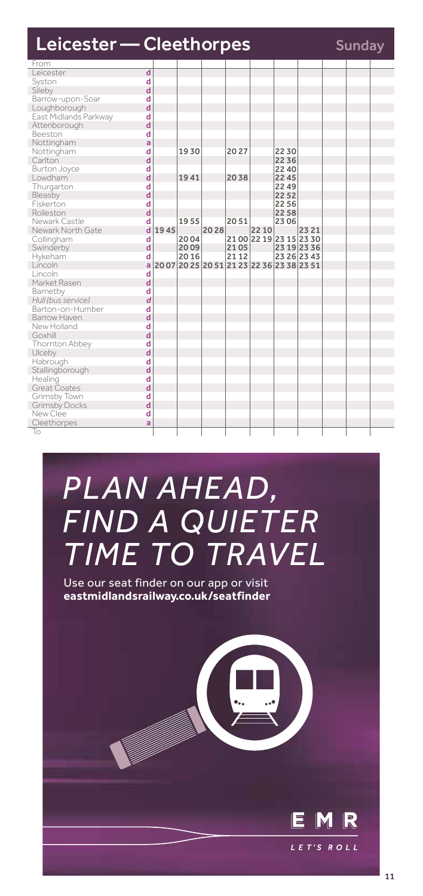# Leicester — Cleethorpes

**Sunday**

| From | | | | | | | | | | | |
|---|---|---|---|---|---|---|---|---|---|---|---|
| Leicester | d | | | | | | | | | | |
| Syston | d | | | | | | | | | | |
| Sileby | d | | | | | | | | | | |
| Barrow-upon-Soar | d | | | | | | | | | | |
| Loughborough | d | | | | | | | | | | |
| East Midlands Parkway | d | | | | | | | | | | |
| Attenborough | d | | | | | | | | | | |
| Beeston | d | | | | | | | | | | |
| Nottingham | a | | | | | | | | | | |
| Nottingham | d | | 1930 | | 2027 | | 2230 | | | | |
| Carlton | d | | | | | | 2236 | | | | |
| Burton Joyce | d | | | | | | 2240 | | | | |
| Lowdham | d | | 1941 | | 2038 | | 2245 | | | | |
| Thurgarton | d | | | | | | 2249 | | | | |
| Bleasby | d | | | | | | 2252 | | | | |
| Fiskerton | d | | | | | | 2256 | | | | |
| Rolleston | d | | | | | | 2258 | | | | |
| Newark Castle | d | | 1955 | | 2051 | | 2306 | | | | |
| Newark North Gate | d | 1945 | | 2028 | | 2210 | | 2321 | | | |
| Collingham | d | | 2004 | | 2100 | 2219 | 2315 | 2330 | | | |
| Swinderby | d | | 2009 | | 2105 | | 2319 | 2336 | | | |
| Hykeham | d | | 2016 | | 2112 | | 2326 | 2343 | | | |
| Lincoln | a | 2007 | 2025 | 2051 | 2123 | 2236 | 2338 | 2351 | | | |
| Lincoln | d | | | | | | | | | | |
| Market Rasen | d | | | | | | | | | | |
| Barnetby | d | | | | | | | | | | |
| *Hull (bus service)* | *d* | | | | | | | | | | |
| Barton-on-Humber | d | | | | | | | | | | |
| Barrow Haven | d | | | | | | | | | | |
| New Holland | d | | | | | | | | | | |
| Goxhill | d | | | | | | | | | | |
| Thornton Abbey | d | | | | | | | | | | |
| Ulceby | d | | | | | | | | | | |
| Habrough | d | | | | | | | | | | |
| Stallingborough | d | | | | | | | | | | |
| Healing | d | | | | | | | | | | |
| Great Coates | d | | | | | | | | | | |
| Grimsby Town | d | | | | | | | | | | |
| Grimsby Docks | d | | | | | | | | | | |
| New Clee | d | | | | | | | | | | |
| Cleethorpes | a | | | | | | | | | | |
| To | | | | | | | | | | | |

# *PLAN AHEAD, FIND A QUIETER TIME TO TRAVEL*

Use our seat finder on our app or visit **eastmidlandsrailway.co.uk/seatfinder**

EMR

*LET'S ROLL*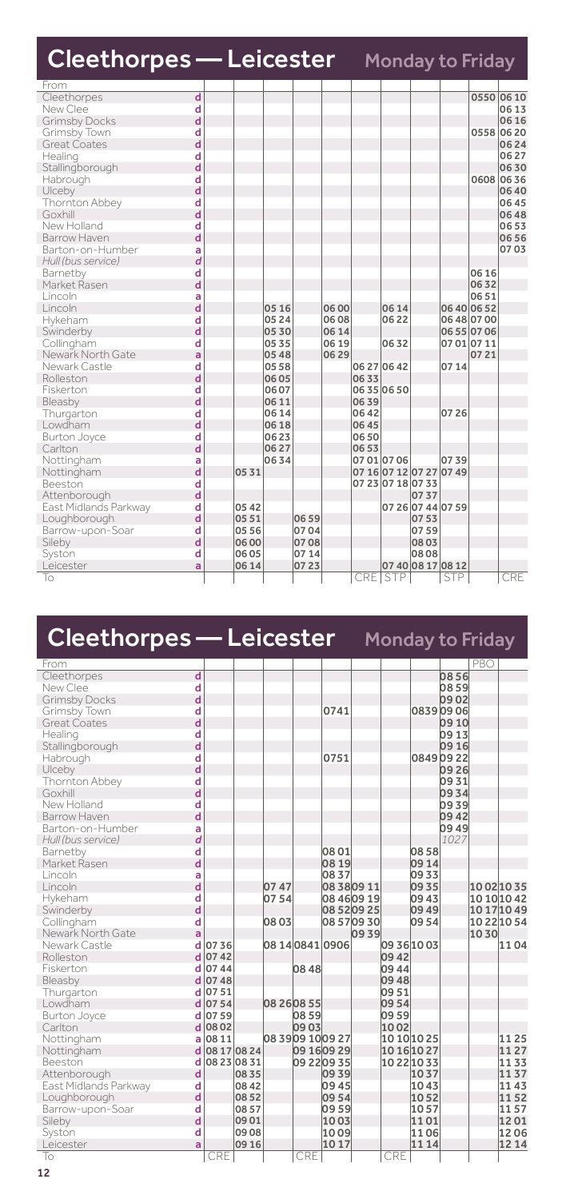# Cleethorpes — Leicester

## Monday to Friday

| From | | | | | | | | | | | | |
|---|---|---|---|---|---|---|---|---|---|---|---|---|
| Cleethorpes | d | | | | | | | | | | 0550 | 0610 |
| New Clee | d | | | | | | | | | | | 0613 |
| Grimsby Docks | d | | | | | | | | | | | 0616 |
| Grimsby Town | d | | | | | | | | | | 0558 | 0620 |
| Great Coates | d | | | | | | | | | | | 0624 |
| Healing | d | | | | | | | | | | | 0627 |
| Stallingborough | d | | | | | | | | | | | 0630 |
| Habrough | d | | | | | | | | | | 0608 | 0636 |
| Ulceby | d | | | | | | | | | | | 0640 |
| Thornton Abbey | d | | | | | | | | | | | 0645 |
| Goxhill | d | | | | | | | | | | | 0648 |
| New Holland | d | | | | | | | | | | | 0653 |
| Barrow Haven | d | | | | | | | | | | | 0656 |
| Barton-on-Humber | a | | | | | | | | | | | 0703 |
| *Hull (bus service)* | *d* | | | | | | | | | | | |
| Barnetby | d | | | | | | | | | | 0616 | |
| Market Rasen | d | | | | | | | | | | 0632 | |
| Lincoln | a | | | | | | | | | | 0651 | |
| Lincoln | d | | | 0516 | | 0600 | | 0614 | | 0640 | 0652 | |
| Hykeham | d | | | 0524 | | 0608 | | 0622 | | 0648 | 0700 | |
| Swinderby | d | | | 0530 | | 0614 | | | | 0655 | 0706 | |
| Collingham | d | | | 0535 | | 0619 | | 0632 | | 0701 | 0711 | |
| Newark North Gate | a | | | 0548 | | 0629 | | | | | 0721 | |
| Newark Castle | d | | | 0558 | | | 0627 | 0642 | | 0714 | | |
| Rolleston | d | | | 0605 | | | 0633 | | | | | |
| Fiskerton | d | | | 0607 | | | 0635 | 0650 | | | | |
| Bleasby | d | | | 0611 | | | 0639 | | | | | |
| Thurgarton | d | | | 0614 | | | 0642 | | | 0726 | | |
| Lowdham | d | | | 0618 | | | 0645 | | | | | |
| Burton Joyce | d | | | 0623 | | | 0650 | | | | | |
| Carlton | d | | | 0627 | | | 0653 | | | | | |
| Nottingham | a | | | 0634 | | | 0701 | 0706 | | 0739 | | |
| Nottingham | d | | 0531 | | | | 0716 | 0712 | 0727 | 0749 | | |
| Beeston | d | | | | | | 0723 | 0718 | 0733 | | | |
| Attenborough | d | | | | | | | | 0737 | | | |
| East Midlands Parkway | d | | 0542 | | | | | 0726 | 0744 | 0759 | | |
| Loughborough | d | | 0551 | | 0659 | | | | 0753 | | | |
| Barrow-upon-Soar | d | | 0556 | | 0704 | | | | 0759 | | | |
| Sileby | d | | 0600 | | 0708 | | | | 0803 | | | |
| Syston | d | | 0605 | | 0714 | | | | 0808 | | | |
| Leicester | a | | 0614 | | 0723 | | | 0740 | 0817 | 0812 | | |
| To | | | | | | | CRE | STP | | STP | | CRE |

# Cleethorpes — Leicester

## Monday to Friday

| From | | | | | | | | | | | PBO | |
|---|---|---|---|---|---|---|---|---|---|---|---|---|
| Cleethorpes | d | | | | | | | | | 0856 | | |
| New Clee | d | | | | | | | | | 0859 | | |
| Grimsby Docks | d | | | | | | | | | 0902 | | |
| Grimsby Town | d | | | | | 0741 | | | 0839 | 0906 | | |
| Great Coates | d | | | | | | | | | 0910 | | |
| Healing | d | | | | | | | | | 0913 | | |
| Stallingborough | d | | | | | | | | | 0916 | | |
| Habrough | d | | | | | 0751 | | | 0849 | 0922 | | |
| Ulceby | d | | | | | | | | | 0926 | | |
| Thornton Abbey | d | | | | | | | | | 0931 | | |
| Goxhill | d | | | | | | | | | 0934 | | |
| New Holland | d | | | | | | | | | 0939 | | |
| Barrow Haven | d | | | | | | | | | 0942 | | |
| Barton-on-Humber | a | | | | | | | | | 0949 | | |
| *Hull (bus service)* | *d* | | | | | | | | | *1027* | | |
| Barnetby | d | | | | | 0801 | | | 0858 | | | |
| Market Rasen | d | | | | | 0819 | | | 0914 | | | |
| Lincoln | a | | | | | 0837 | | | 0933 | | | |
| Lincoln | d | | | 0747 | | 0838 | 0911 | | 0935 | | 1002 | 1035 |
| Hykeham | d | | | 0754 | | 0846 | 0919 | | 0943 | | 1010 | 1042 |
| Swinderby | d | | | | | 0852 | 0925 | | 0949 | | 1017 | 1049 |
| Collingham | d | | | 0803 | | 0857 | 0930 | | 0954 | | 1022 | 1054 |
| Newark North Gate | a | | | | | | 0939 | | | | 1030 | |
| Newark Castle | d | 0736 | | 0814 | 0841 | 0906 | | 0936 | 1003 | | | 1104 |
| Rolleston | d | 0742 | | | | | | 0942 | | | | |
| Fiskerton | d | 0744 | | | 0848 | | | 0944 | | | | |
| Bleasby | d | 0748 | | | | | | 0948 | | | | |
| Thurgarton | d | 0751 | | | | | | 0951 | | | | |
| Lowdham | d | 0754 | | 0826 | 0855 | | | 0954 | | | | |
| Burton Joyce | d | 0759 | | | 0859 | | | 0959 | | | | |
| Carlton | d | 0802 | | | 0903 | | | 1002 | | | | |
| Nottingham | a | 0811 | | 0839 | 0910 | 0927 | | 1010 | 1025 | | | 1125 |
| Nottingham | d | 0817 | 0824 | | 0916 | 0929 | | 1016 | 1027 | | | 1127 |
| Beeston | d | 0823 | 0831 | | 0922 | 0935 | | 1022 | 1033 | | | 1133 |
| Attenborough | d | | 0835 | | | 0939 | | | 1037 | | | 1137 |
| East Midlands Parkway | d | | 0842 | | | 0945 | | | 1043 | | | 1143 |
| Loughborough | d | | 0852 | | | 0954 | | | 1052 | | | 1152 |
| Barrow-upon-Soar | d | | 0857 | | | 0959 | | | 1057 | | | 1157 |
| Sileby | d | | 0901 | | | 1003 | | | 1101 | | | 1201 |
| Syston | d | | 0908 | | | 1009 | | | 1106 | | | 1206 |
| Leicester | a | | 0916 | | | 1017 | | | 1114 | | | 1214 |
| To | | CRE | | | CRE | | | CRE | | | | |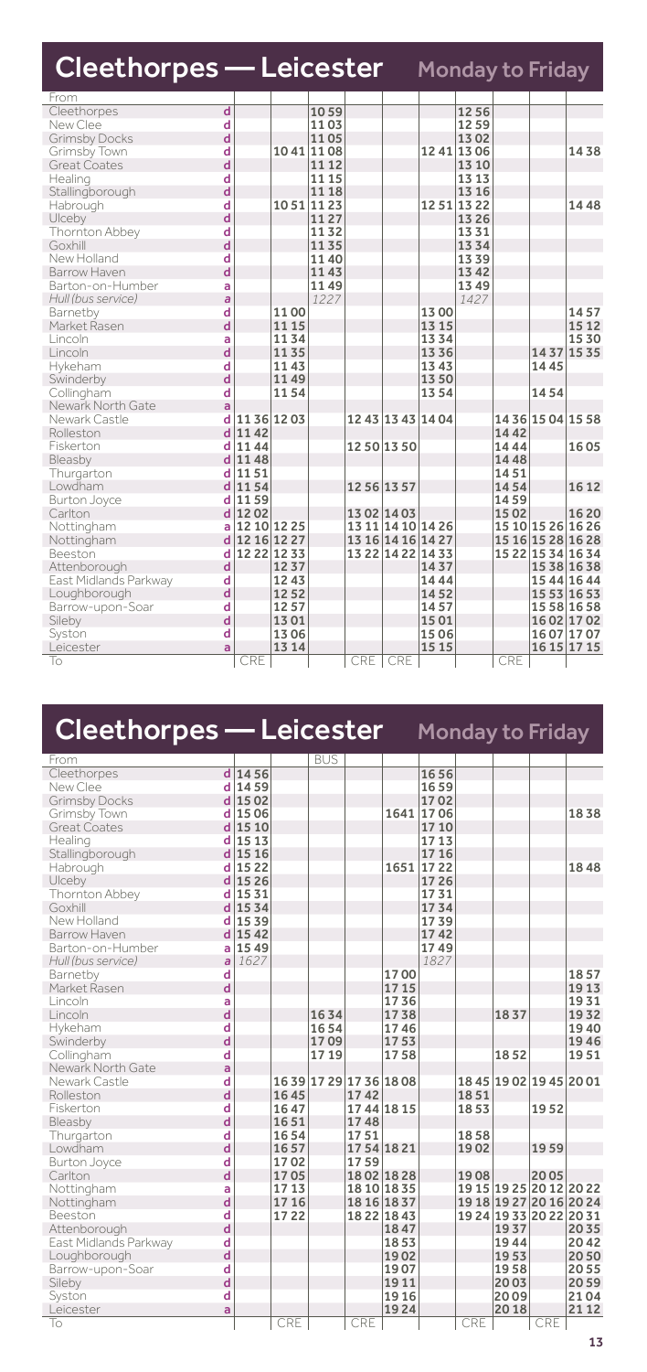# Cleethorpes — Leicester

## Monday to Friday

| From | | | | | | | | | | | |
|---|---|---|---|---|---|---|---|---|---|---|---|
| Cleethorpes | d | | | 1059 | | | | 1256 | | | |
| New Clee | d | | | 1103 | | | | 1259 | | | |
| Grimsby Docks | d | | | 1105 | | | | 1302 | | | |
| Grimsby Town | d | | 1041 | 1108 | | | 1241 | 1306 | | | 1438 |
| Great Coates | d | | | 1112 | | | | 1310 | | | |
| Healing | d | | | 1115 | | | | 1313 | | | |
| Stallingborough | d | | | 1118 | | | | 1316 | | | |
| Habrough | d | | 1051 | 1123 | | | 1251 | 1322 | | | 1448 |
| Ulceby | d | | | 1127 | | | | 1326 | | | |
| Thornton Abbey | d | | | 1132 | | | | 1331 | | | |
| Goxhill | d | | | 1135 | | | | 1334 | | | |
| New Holland | d | | | 1140 | | | | 1339 | | | |
| Barrow Haven | d | | | 1143 | | | | 1342 | | | |
| Barton-on-Humber | a | | | 1149 | | | | 1349 | | | |
| *Hull (bus service)* | *a* | | | *1227* | | | | *1427* | | | |
| Barnetby | d | | 1100 | | | | 1300 | | | | 1457 |
| Market Rasen | d | | 1115 | | | | 1315 | | | | 1512 |
| Lincoln | a | | 1134 | | | | 1334 | | | | 1530 |
| Lincoln | d | | 1135 | | | | 1336 | | | 1437 | 1535 |
| Hykeham | d | | 1143 | | | | 1343 | | | 1445 | |
| Swinderby | d | | 1149 | | | | 1350 | | | | |
| Collingham | d | | 1154 | | | | 1354 | | | 1454 | |
| Newark North Gate | a | | | | | | | | | | |
| Newark Castle | d | 1136 | 1203 | | 1243 | 1343 | 1404 | | 1436 | 1504 | 1558 |
| Rolleston | d | 1142 | | | | | | | 1442 | | |
| Fiskerton | d | 1144 | | | 1250 | 1350 | | | 1444 | | 1605 |
| Bleasby | d | 1148 | | | | | | | 1448 | | |
| Thurgarton | d | 1151 | | | | | | | 1451 | | |
| Lowdham | d | 1154 | | | 1256 | 1357 | | | 1454 | | 1612 |
| Burton Joyce | d | 1159 | | | | | | | 1459 | | |
| Carlton | d | 1202 | | | 1302 | 1403 | | | 1502 | | 1620 |
| Nottingham | a | 1210 | 1225 | | 1311 | 1410 | 1426 | | 1510 | 1526 | 1626 |
| Nottingham | d | 1216 | 1227 | | 1316 | 1416 | 1427 | | 1516 | 1528 | 1628 |
| Beeston | d | 1222 | 1233 | | 1322 | 1422 | 1433 | | 1522 | 1534 | 1634 |
| Attenborough | d | | 1237 | | | | 1437 | | | 1538 | 1638 |
| East Midlands Parkway | d | | 1243 | | | | 1444 | | | 1544 | 1644 |
| Loughborough | d | | 1252 | | | | 1452 | | | 1553 | 1653 |
| Barrow-upon-Soar | d | | 1257 | | | | 1457 | | | 1558 | 1658 |
| Sileby | d | | 1301 | | | | 1501 | | | 1602 | 1702 |
| Syston | d | | 1306 | | | | 1506 | | | 1607 | 1707 |
| Leicester | a | | 1314 | | | | 1515 | | | 1615 | 1715 |
| To | | CRE | | | CRE | CRE | | | CRE | | |

# Cleethorpes — Leicester

## Monday to Friday

| From | | | | BUS | | | | | | | |
|---|---|---|---|---|---|---|---|---|---|---|---|
| Cleethorpes | d | 1456 | | | | | 1656 | | | | |
| New Clee | d | 1459 | | | | | 1659 | | | | |
| Grimsby Docks | d | 1502 | | | | | 1702 | | | | |
| Grimsby Town | d | 1506 | | | | 1641 | 1706 | | | | 1838 |
| Great Coates | d | 1510 | | | | | 1710 | | | | |
| Healing | d | 1513 | | | | | 1713 | | | | |
| Stallingborough | d | 1516 | | | | | 1716 | | | | |
| Habrough | d | 1522 | | | | 1651 | 1722 | | | | 1848 |
| Ulceby | d | 1526 | | | | | 1726 | | | | |
| Thornton Abbey | d | 1531 | | | | | 1731 | | | | |
| Goxhill | d | 1534 | | | | | 1734 | | | | |
| New Holland | d | 1539 | | | | | 1739 | | | | |
| Barrow Haven | d | 1542 | | | | | 1742 | | | | |
| Barton-on-Humber | a | 1549 | | | | | 1749 | | | | |
| *Hull (bus service)* | *a* | *1627* | | | | | *1827* | | | | |
| Barnetby | d | | | | | 1700 | | | | | 1857 |
| Market Rasen | d | | | | | 1715 | | | | | 1913 |
| Lincoln | a | | | | | 1736 | | | | | 1931 |
| Lincoln | d | | | 1634 | | 1738 | | | 1837 | | 1932 |
| Hykeham | d | | | 1654 | | 1746 | | | | | 1940 |
| Swinderby | d | | | 1709 | | 1753 | | | | | 1946 |
| Collingham | d | | | 1719 | | 1758 | | | 1852 | | 1951 |
| Newark North Gate | a | | | | | | | | | | |
| Newark Castle | d | | 1639 | 1729 | 1736 | 1808 | | 1845 | 1902 | 1945 | 2001 |
| Rolleston | d | | 1645 | | 1742 | | | 1851 | | | |
| Fiskerton | d | | 1647 | | 1744 | 1815 | | 1853 | | 1952 | |
| Bleasby | d | | 1651 | | 1748 | | | | | | |
| Thurgarton | d | | 1654 | | 1751 | | | 1858 | | | |
| Lowdham | d | | 1657 | | 1754 | 1821 | | 1902 | | 1959 | |
| Burton Joyce | d | | 1702 | | 1759 | | | | | | |
| Carlton | d | | 1705 | | 1802 | 1828 | | 1908 | | 2005 | |
| Nottingham | a | | 1713 | | 1810 | 1835 | | 1915 | 1925 | 2012 | 2022 |
| Nottingham | d | | 1716 | | 1816 | 1837 | | 1918 | 1927 | 2016 | 2024 |
| Beeston | d | | 1722 | | 1822 | 1843 | | 1924 | 1933 | 2022 | 2031 |
| Attenborough | d | | | | | 1847 | | | 1937 | | 2035 |
| East Midlands Parkway | d | | | | | 1853 | | | 1944 | | 2042 |
| Loughborough | d | | | | | 1902 | | | 1953 | | 2050 |
| Barrow-upon-Soar | d | | | | | 1907 | | | 1958 | | 2055 |
| Sileby | d | | | | | 1911 | | | 2003 | | 2059 |
| Syston | d | | | | | 1916 | | | 2009 | | 2104 |
| Leicester | a | | | | | 1924 | | | 2018 | | 2112 |
| To | | | CRE | | CRE | | | CRE | | CRE | |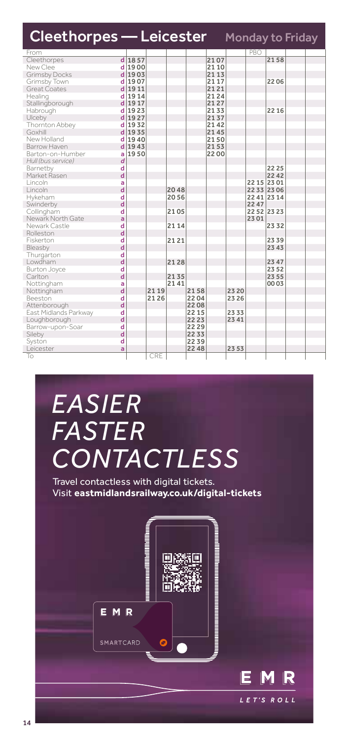# Cleethorpes — Leicester

## Monday to Friday

| From | | | | | | | | PBO | | | |
|---|---|---|---|---|---|---|---|---|---|---|---|
| Cleethorpes | d | 1857 | | | | 2107 | | | 2158 | | |
| New Clee | d | 1900 | | | | 2110 | | | | | |
| Grimsby Docks | d | 1903 | | | | 2113 | | | | | |
| Grimsby Town | d | 1907 | | | | 2117 | | | 2206 | | |
| Great Coates | d | 1911 | | | | 2121 | | | | | |
| Healing | d | 1914 | | | | 2124 | | | | | |
| Stallingborough | d | 1917 | | | | 2127 | | | | | |
| Habrough | d | 1923 | | | | 2133 | | | 2216 | | |
| Ulceby | d | 1927 | | | | 2137 | | | | | |
| Thornton Abbey | d | 1932 | | | | 2142 | | | | | |
| Goxhill | d | 1935 | | | | 2145 | | | | | |
| New Holland | d | 1940 | | | | 2150 | | | | | |
| Barrow Haven | d | 1943 | | | | 2153 | | | | | |
| Barton-on-Humber | a | 1950 | | | | 2200 | | | | | |
| *Hull (bus service)* | *d* | | | | | | | | | | |
| Barnetby | d | | | | | | | | 2225 | | |
| Market Rasen | d | | | | | | | | 2242 | | |
| Lincoln | a | | | | | | | 2215 | 2301 | | |
| Lincoln | d | | | 2048 | | | | 2233 | 2306 | | |
| Hykeham | d | | | 2056 | | | | 2241 | 2314 | | |
| Swinderby | d | | | | | | | 2247 | | | |
| Collingham | d | | | 2105 | | | | 2252 | 2323 | | |
| Newark North Gate | a | | | | | | | 2301 | | | |
| Newark Castle | d | | | 2114 | | | | | 2332 | | |
| Rolleston | d | | | | | | | | | | |
| Fiskerton | d | | | 2121 | | | | | 2339 | | |
| Bleasby | d | | | | | | | | 2343 | | |
| Thurgarton | d | | | | | | | | | | |
| Lowdham | d | | | 2128 | | | | | 2347 | | |
| Burton Joyce | d | | | | | | | | 2352 | | |
| Carlton | d | | | 2135 | | | | | 2355 | | |
| Nottingham | a | | | 2141 | | | | | 0003 | | |
| Nottingham | d | | 2119 | | 2158 | | 2320 | | | | |
| Beeston | d | | 2126 | | 2204 | | 2326 | | | | |
| Attenborough | d | | | | 2208 | | | | | | |
| East Midlands Parkway | d | | | | 2215 | | 2333 | | | | |
| Loughborough | d | | | | 2223 | | 2341 | | | | |
| Barrow-upon-Soar | d | | | | 2229 | | | | | | |
| Sileby | d | | | | 2233 | | | | | | |
| Syston | d | | | | 2239 | | | | | | |
| Leicester | a | | | | 2248 | | 2353 | | | | |
| To | | | CRE | | | | | | | | |

*EASIER*
*FASTER*
*CONTACTLESS*

Travel contactless with digital tickets.
Visit **eastmidlandsrailway.co.uk/digital-tickets**

EMR SMARTCARD

EMR *LET'S ROLL*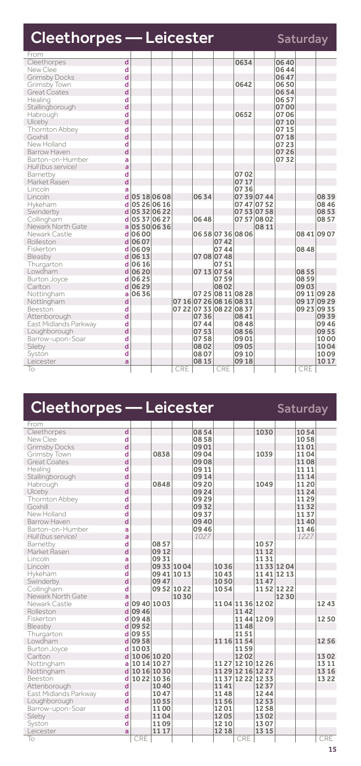# Cleethorpes — Leicester

## Saturday

| From | | | | | | | | | | | |
|---|---|---|---|---|---|---|---|---|---|---|---|
| Cleethorpes | d | | | | | | 0634 | | 0640 | | |
| New Clee | d | | | | | | | | 0644 | | |
| Grimsby Docks | d | | | | | | | | 0647 | | |
| Grimsby Town | d | | | | | | 0642 | | 0650 | | |
| Great Coates | d | | | | | | | | 0654 | | |
| Healing | d | | | | | | | | 0657 | | |
| Stallingborough | d | | | | | | | | 0700 | | |
| Habrough | d | | | | | | 0652 | | 0706 | | |
| Ulceby | d | | | | | | | | 0710 | | |
| Thornton Abbey | d | | | | | | | | 0715 | | |
| Goxhill | d | | | | | | | | 0718 | | |
| New Holland | d | | | | | | | | 0723 | | |
| Barrow Haven | d | | | | | | | | 0726 | | |
| Barton-on-Humber | a | | | | | | | | 0732 | | |
| *Hull (bus service)* | a | | | | | | | | | | |
| Barnetby | d | | | | | | 0702 | | | | |
| Market Rasen | d | | | | | | 0717 | | | | |
| Lincoln | a | | | | | | 0736 | | | | |
| Lincoln | d | 0518 | 0608 | | 0634 | | 0739 | 0744 | | | 0839 |
| Hykeham | d | 0526 | 0616 | | | | 0747 | 0752 | | | 0846 |
| Swinderby | d | 0532 | 0622 | | | | 0753 | 0758 | | | 0853 |
| Collingham | d | 0537 | 0627 | | 0648 | | 0757 | 0802 | | | 0857 |
| Newark North Gate | a | 0550 | 0636 | | | | | 0811 | | | |
| Newark Castle | d | 0600 | | | 0658 | 0736 | 0806 | | | 0841 | 0907 |
| Rolleston | d | 0607 | | | | 0742 | | | | | |
| Fiskerton | d | 0609 | | | | 0744 | | | | 0848 | |
| Bleasby | d | 0613 | | | 0708 | 0748 | | | | | |
| Thurgarton | d | 0616 | | | | 0751 | | | | | |
| Lowdham | d | 0620 | | | 0713 | 0754 | | | | 0855 | |
| Burton Joyce | d | 0625 | | | | 0759 | | | | 0859 | |
| Carlton | d | 0629 | | | | 0802 | | | | 0903 | |
| Nottingham | a | 0636 | | | 0725 | 0811 | 0828 | | | 0911 | 0928 |
| Nottingham | d | | | 0716 | 0726 | 0816 | 0831 | | | 0917 | 0929 |
| Beeston | d | | | 0722 | 0733 | 0822 | 0837 | | | 0923 | 0935 |
| Attenborough | d | | | | 0736 | | 0841 | | | | 0939 |
| East Midlands Parkway | d | | | | 0744 | | 0848 | | | | 0946 |
| Loughborough | d | | | | 0753 | | 0856 | | | | 0955 |
| Barrow-upon-Soar | d | | | | 0758 | | 0901 | | | | 1000 |
| Sileby | d | | | | 0802 | | 0905 | | | | 1004 |
| Syston | d | | | | 0807 | | 0910 | | | | 1009 |
| Leicester | a | | | | 0815 | | 0918 | | | | 1017 |
| To | | | | CRE | | CRE | | | | CRE | |

# Cleethorpes — Leicester

## Saturday

| From | | | | | | | | | | | |
|---|---|---|---|---|---|---|---|---|---|---|---|
| Cleethorpes | d | | | | 0854 | | | 1030 | | 1054 | |
| New Clee | d | | | | 0858 | | | | | 1058 | |
| Grimsby Docks | d | | | | 0901 | | | | | 1101 | |
| Grimsby Town | d | | 0838 | | 0904 | | | 1039 | | 1104 | |
| Great Coates | d | | | | 0908 | | | | | 1108 | |
| Healing | d | | | | 0911 | | | | | 1111 | |
| Stallingborough | d | | | | 0914 | | | | | 1114 | |
| Habrough | d | | 0848 | | 0920 | | | 1049 | | 1120 | |
| Ulceby | d | | | | 0924 | | | | | 1124 | |
| Thornton Abbey | d | | | | 0929 | | | | | 1129 | |
| Goxhill | d | | | | 0932 | | | | | 1132 | |
| New Holland | d | | | | 0937 | | | | | 1137 | |
| Barrow Haven | d | | | | 0940 | | | | | 1140 | |
| Barton-on-Humber | a | | | | 0946 | | | | | 1146 | |
| *Hull (bus service)* | a | | | | *1027* | | | | | *1227* | |
| Barnetby | d | | 0857 | | | | | 1057 | | | |
| Market Rasen | d | | 0912 | | | | | 1112 | | | |
| Lincoln | a | | 0931 | | | | | 1131 | | | |
| Lincoln | d | | 0933 | 1004 | | 1036 | | 1133 | 1204 | | |
| Hykeham | d | | 0941 | 1013 | | 1043 | | 1141 | 1213 | | |
| Swinderby | d | | 0947 | | | 1050 | | 1147 | | | |
| Collingham | d | | 0952 | 1022 | | 1054 | | 1152 | 1222 | | |
| Newark North Gate | a | | | 1030 | | | | | 1230 | | |
| Newark Castle | d | 0940 | 1003 | | | 1104 | 1136 | 1202 | | | 1243 |
| Rolleston | d | 0946 | | | | | 1142 | | | | |
| Fiskerton | d | 0948 | | | | | 1144 | 1209 | | | 1250 |
| Bleasby | d | 0952 | | | | | 1148 | | | | |
| Thurgarton | d | 0955 | | | | | 1151 | | | | |
| Lowdham | d | 0958 | | | | 1116 | 1154 | | | | 1256 |
| Burton Joyce | d | 1003 | | | | | 1159 | | | | |
| Carlton | d | 1006 | 1020 | | | | 1202 | | | | 1302 |
| Nottingham | a | 1014 | 1027 | | | 1127 | 1210 | 1226 | | | 1311 |
| Nottingham | d | 1016 | 1030 | | | 1129 | 1216 | 1227 | | | 1316 |
| Beeston | d | 1022 | 1036 | | | 1137 | 1222 | 1233 | | | 1322 |
| Attenborough | d | | 1040 | | | 1141 | | 1237 | | | |
| East Midlands Parkway | d | | 1047 | | | 1148 | | 1244 | | | |
| Loughborough | d | | 1055 | | | 1156 | | 1253 | | | |
| Barrow-upon-Soar | d | | 1100 | | | 1201 | | 1258 | | | |
| Sileby | d | | 1104 | | | 1205 | | 1302 | | | |
| Syston | d | | 1109 | | | 1210 | | 1307 | | | |
| Leicester | a | | 1117 | | | 1218 | | 1315 | | | |
| To | | CRE | | | | | CRE | | | | CRE |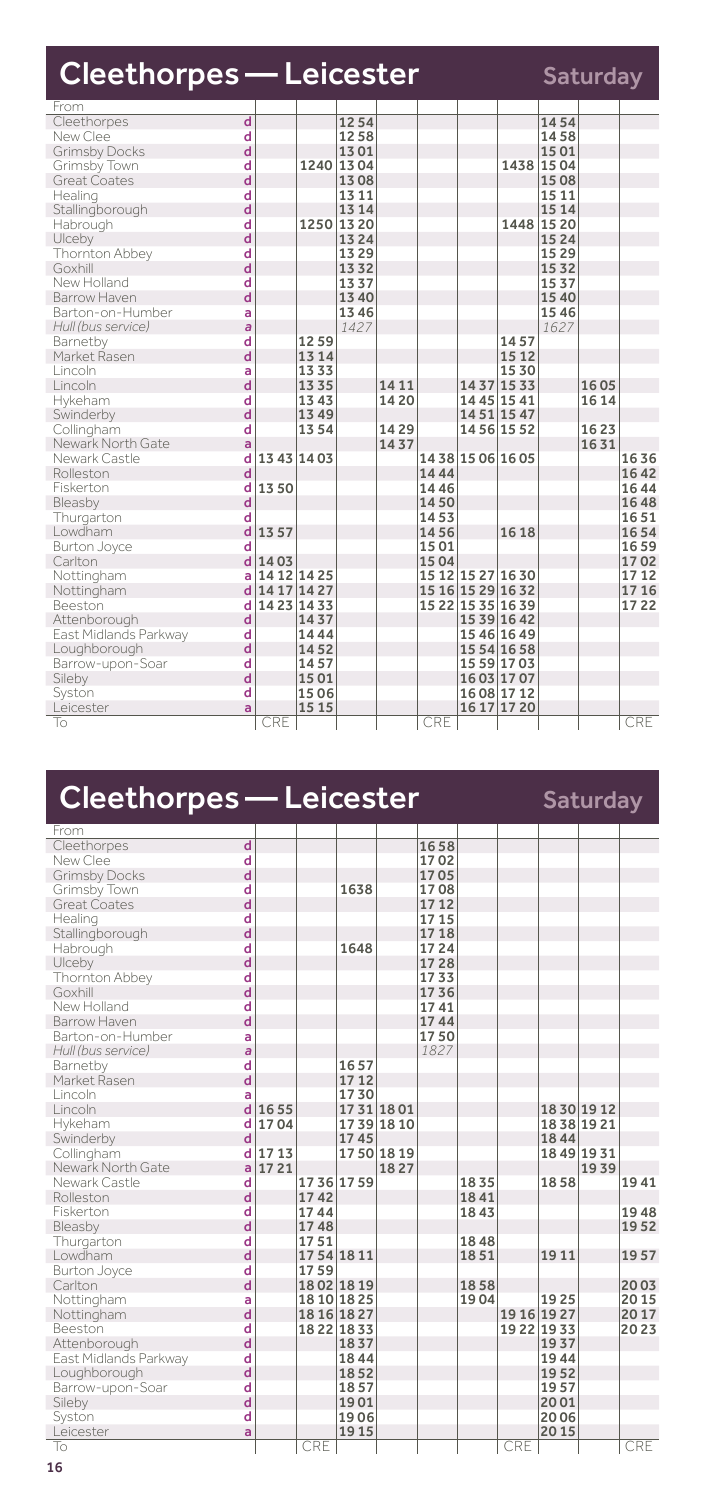# Cleethorpes — Leicester

**Saturday**

| From | | | | | | | | | | | |
|---|---|---|---|---|---|---|---|---|---|---|---|
| Cleethorpes | d | | | 1254 | | | | | 1454 | | |
| New Clee | d | | | 1258 | | | | | 1458 | | |
| Grimsby Docks | d | | | 1301 | | | | | 1501 | | |
| Grimsby Town | d | | 1240 | 1304 | | | | 1438 | 1504 | | |
| Great Coates | d | | | 1308 | | | | | 1508 | | |
| Healing | d | | | 1311 | | | | | 1511 | | |
| Stallingborough | d | | | 1314 | | | | | 1514 | | |
| Habrough | d | | 1250 | 1320 | | | | 1448 | 1520 | | |
| Ulceby | d | | | 1324 | | | | | 1524 | | |
| Thornton Abbey | d | | | 1329 | | | | | 1529 | | |
| Goxhill | d | | | 1332 | | | | | 1532 | | |
| New Holland | d | | | 1337 | | | | | 1537 | | |
| Barrow Haven | d | | | 1340 | | | | | 1540 | | |
| Barton-on-Humber | a | | | 1346 | | | | | 1546 | | |
| *Hull (bus service)* | a | | | *1427* | | | | | *1627* | | |
| Barnetby | d | | 1259 | | | | | 1457 | | | |
| Market Rasen | d | | 1314 | | | | | 1512 | | | |
| Lincoln | a | | 1333 | | | | | 1530 | | | |
| Lincoln | d | | 1335 | | 1411 | | 1437 | 1533 | | 1605 | |
| Hykeham | d | | 1343 | | 1420 | | 1445 | 1541 | | 1614 | |
| Swinderby | d | | 1349 | | | | 1451 | 1547 | | | |
| Collingham | d | | 1354 | | 1429 | | 1456 | 1552 | | 1623 | |
| Newark North Gate | a | | | | 1437 | | | | | 1631 | |
| Newark Castle | d | 1343 | 1403 | | | 1438 | 1506 | 1605 | | | 1636 |
| Rolleston | d | | | | | 1444 | | | | | 1642 |
| Fiskerton | d | 1350 | | | | 1446 | | | | | 1644 |
| Bleasby | d | | | | | 1450 | | | | | 1648 |
| Thurgarton | d | | | | | 1453 | | | | | 1651 |
| Lowdham | d | 1357 | | | | 1456 | | 1618 | | | 1654 |
| Burton Joyce | d | | | | | 1501 | | | | | 1659 |
| Carlton | d | 1403 | | | | 1504 | | | | | 1702 |
| Nottingham | a | 1412 | 1425 | | | 1512 | 1527 | 1630 | | | 1712 |
| Nottingham | d | 1417 | 1427 | | | 1516 | 1529 | 1632 | | | 1716 |
| Beeston | d | 1423 | 1433 | | | 1522 | 1535 | 1639 | | | 1722 |
| Attenborough | d | | 1437 | | | | 1539 | 1642 | | | |
| East Midlands Parkway | d | | 1444 | | | | 1546 | 1649 | | | |
| Loughborough | d | | 1452 | | | | 1554 | 1658 | | | |
| Barrow-upon-Soar | d | | 1457 | | | | 1559 | 1703 | | | |
| Sileby | d | | 1501 | | | | 1603 | 1707 | | | |
| Syston | d | | 1506 | | | | 1608 | 1712 | | | |
| Leicester | a | | 1515 | | | | 1617 | 1720 | | | |
| To | | CRE | | | | CRE | | | | | CRE |

# Cleethorpes — Leicester

**Saturday**

| From | | | | | | | | | | | |
|---|---|---|---|---|---|---|---|---|---|---|---|
| Cleethorpes | d | | | | | 1658 | | | | | |
| New Clee | d | | | | | 1702 | | | | | |
| Grimsby Docks | d | | | | | 1705 | | | | | |
| Grimsby Town | d | | | 1638 | | 1708 | | | | | |
| Great Coates | d | | | | | 1712 | | | | | |
| Healing | d | | | | | 1715 | | | | | |
| Stallingborough | d | | | | | 1718 | | | | | |
| Habrough | d | | | 1648 | | 1724 | | | | | |
| Ulceby | d | | | | | 1728 | | | | | |
| Thornton Abbey | d | | | | | 1733 | | | | | |
| Goxhill | d | | | | | 1736 | | | | | |
| New Holland | d | | | | | 1741 | | | | | |
| Barrow Haven | d | | | | | 1744 | | | | | |
| Barton-on-Humber | a | | | | | 1750 | | | | | |
| *Hull (bus service)* | a | | | | | *1827* | | | | | |
| Barnetby | d | | | 1657 | | | | | | | |
| Market Rasen | d | | | 1712 | | | | | | | |
| Lincoln | a | | | 1730 | | | | | | | |
| Lincoln | d | 1655 | | 1731 | 1801 | | | | 1830 | 1912 | |
| Hykeham | d | 1704 | | 1739 | 1810 | | | | 1838 | 1921 | |
| Swinderby | d | | | 1745 | | | | | 1844 | | |
| Collingham | d | 1713 | | 1750 | 1819 | | | | 1849 | 1931 | |
| Newark North Gate | a | 1721 | | | 1827 | | | | | 1939 | |
| Newark Castle | d | | 1736 | 1759 | | | 1835 | | 1858 | | 1941 |
| Rolleston | d | | 1742 | | | | 1841 | | | | |
| Fiskerton | d | | 1744 | | | | 1843 | | | | 1948 |
| Bleasby | d | | 1748 | | | | | | | | 1952 |
| Thurgarton | d | | 1751 | | | | 1848 | | | | |
| Lowdham | d | | 1754 | 1811 | | | 1851 | | 1911 | | 1957 |
| Burton Joyce | d | | 1759 | | | | | | | | |
| Carlton | d | | 1802 | 1819 | | | 1858 | | | | 2003 |
| Nottingham | a | | 1810 | 1825 | | | 1904 | | 1925 | | 2015 |
| Nottingham | d | | 1816 | 1827 | | | | 1916 | 1927 | | 2017 |
| Beeston | d | | 1822 | 1833 | | | | 1922 | 1933 | | 2023 |
| Attenborough | d | | | 1837 | | | | | 1937 | | |
| East Midlands Parkway | d | | | 1844 | | | | | 1944 | | |
| Loughborough | d | | | 1852 | | | | | 1952 | | |
| Barrow-upon-Soar | d | | | 1857 | | | | | 1957 | | |
| Sileby | d | | | 1901 | | | | | 2001 | | |
| Syston | d | | | 1906 | | | | | 2006 | | |
| Leicester | a | | | 1915 | | | | | 2015 | | |
| To | | | CRE | | | | | CRE | | | CRE |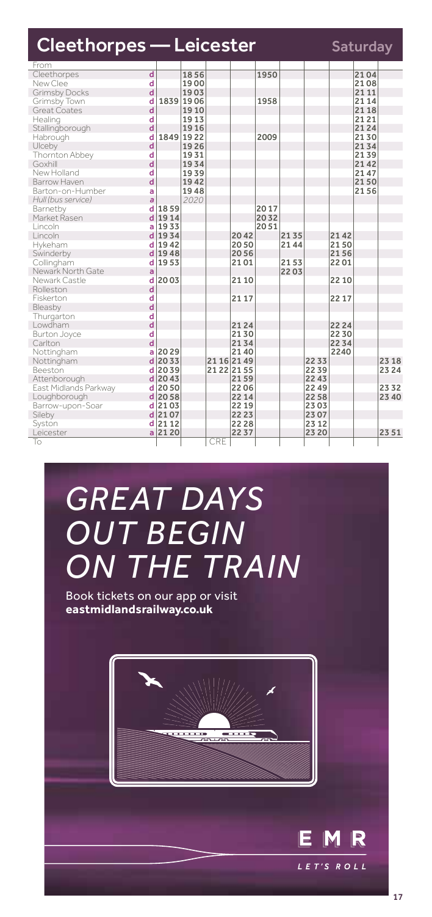# Cleethorpes — Leicester

**Saturday**

| From | | | | | | | | | | | |
|---|---|---|---|---|---|---|---|---|---|---|---|
| Cleethorpes | d | | 1856 | | | 1950 | | | | 2104 | |
| New Clee | d | | 1900 | | | | | | | 2108 | |
| Grimsby Docks | d | | 1903 | | | | | | | 2111 | |
| Grimsby Town | d | 1839 | 1906 | | | 1958 | | | | 2114 | |
| Great Coates | d | | 1910 | | | | | | | 2118 | |
| Healing | d | | 1913 | | | | | | | 2121 | |
| Stallingborough | d | | 1916 | | | | | | | 2124 | |
| Habrough | d | 1849 | 1922 | | | 2009 | | | | 2130 | |
| Ulceby | d | | 1926 | | | | | | | 2134 | |
| Thornton Abbey | d | | 1931 | | | | | | | 2139 | |
| Goxhill | d | | 1934 | | | | | | | 2142 | |
| New Holland | d | | 1939 | | | | | | | 2147 | |
| Barrow Haven | d | | 1942 | | | | | | | 2150 | |
| Barton-on-Humber | a | | 1948 | | | | | | | 2156 | |
| *Hull (bus service)* | a | | *2020* | | | | | | | | |
| Barnetby | d | 1859 | | | | 2017 | | | | | |
| Market Rasen | d | 1914 | | | | 2032 | | | | | |
| Lincoln | a | 1933 | | | | 2051 | | | | | |
| Lincoln | d | 1934 | | | 2042 | | 2135 | | 2142 | | |
| Hykeham | d | 1942 | | | 2050 | | 2144 | | 2150 | | |
| Swinderby | d | 1948 | | | 2056 | | | | 2156 | | |
| Collingham | d | 1953 | | | 2101 | | 2153 | | 2201 | | |
| Newark North Gate | a | | | | | | 2203 | | | | |
| Newark Castle | d | 2003 | | | 2110 | | | | 2210 | | |
| Rolleston | d | | | | | | | | | | |
| Fiskerton | d | | | | 2117 | | | | 2217 | | |
| Bleasby | d | | | | | | | | | | |
| Thurgarton | d | | | | | | | | | | |
| Lowdham | d | | | | 2124 | | | | 2224 | | |
| Burton Joyce | d | | | | 2130 | | | | 2230 | | |
| Carlton | d | | | | 2134 | | | | 2234 | | |
| Nottingham | a | 2029 | | | 2140 | | | | 2240 | | |
| Nottingham | d | 2033 | | 2116 | 2149 | | | 2233 | | | 2318 |
| Beeston | d | 2039 | | 2122 | 2155 | | | 2239 | | | 2324 |
| Attenborough | d | 2043 | | | 2159 | | | 2243 | | | |
| East Midlands Parkway | d | 2050 | | | 2206 | | | 2249 | | | 2332 |
| Loughborough | d | 2058 | | | 2214 | | | 2258 | | | 2340 |
| Barrow-upon-Soar | d | 2103 | | | 2219 | | | 2303 | | | |
| Sileby | d | 2107 | | | 2223 | | | 2307 | | | |
| Syston | d | 2112 | | | 2228 | | | 2312 | | | |
| Leicester | a | 2120 | | | 2237 | | | 2320 | | | 2351 |
| To | | | | CRE | | | | | | | |

*GREAT DAYS OUT BEGIN ON THE TRAIN*

Book tickets on our app or visit **eastmidlandsrailway.co.uk**

EMR

*LET'S ROLL*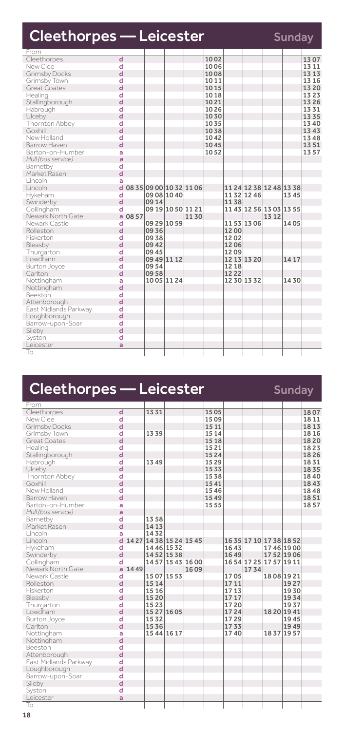## Cleethorpes — Leicester

**Sunday**

| From | | | | | | | | | | | |
|---|---|---|---|---|---|---|---|---|---|---|---|
| Cleethorpes | d | | | | | 10 02 | | | | | 13 07 |
| New Clee | d | | | | | 10 06 | | | | | 13 11 |
| Grimsby Docks | d | | | | | 10 08 | | | | | 13 13 |
| Grimsby Town | d | | | | | 10 11 | | | | | 13 16 |
| Great Coates | d | | | | | 10 15 | | | | | 13 20 |
| Healing | d | | | | | 10 18 | | | | | 13 23 |
| Stallingborough | d | | | | | 10 21 | | | | | 13 26 |
| Habrough | d | | | | | 10 26 | | | | | 13 31 |
| Ulceby | d | | | | | 10 30 | | | | | 13 35 |
| Thornton Abbey | d | | | | | 10 35 | | | | | 13 40 |
| Goxhill | d | | | | | 10 38 | | | | | 13 43 |
| New Holland | d | | | | | 10 42 | | | | | 13 48 |
| Barrow Haven | d | | | | | 10 45 | | | | | 13 51 |
| Barton-on-Humber | a | | | | | 10 52 | | | | | 13 57 |
| *Hull (bus service)* | a | | | | | | | | | | |
| Barnetby | d | | | | | | | | | | |
| Market Rasen | d | | | | | | | | | | |
| Lincoln | a | | | | | | | | | | |
| Lincoln | d | 08 35 | 09 00 | 10 32 | 11 06 | | 11 24 | 12 38 | 12 48 | 13 38 | |
| Hykeham | d | | 09 08 | 10 40 | | | 11 32 | 12 46 | | 13 45 | |
| Swinderby | d | | 09 14 | | | | 11 38 | | | | |
| Collingham | d | | 09 19 | 10 50 | 11 21 | | 11 43 | 12 56 | 13 03 | 13 55 | |
| Newark North Gate | a | 08 57 | | | 11 30 | | | | 13 12 | | |
| Newark Castle | d | | 09 29 | 10 59 | | | 11 53 | 13 06 | | 14 05 | |
| Rolleston | d | | 09 36 | | | | 12 00 | | | | |
| Fiskerton | d | | 09 38 | | | | 12 02 | | | | |
| Bleasby | d | | 09 42 | | | | 12 06 | | | | |
| Thurgarton | d | | 09 45 | | | | 12 09 | | | | |
| Lowdham | d | | 09 49 | 11 12 | | | 12 13 | 13 20 | | 14 17 | |
| Burton Joyce | d | | 09 54 | | | | 12 18 | | | | |
| Carlton | d | | 09 58 | | | | 12 22 | | | | |
| Nottingham | a | | 10 05 | 11 24 | | | 12 30 | 13 32 | | 14 30 | |
| Nottingham | d | | | | | | | | | | |
| Beeston | d | | | | | | | | | | |
| Attenborough | d | | | | | | | | | | |
| East Midlands Parkway | d | | | | | | | | | | |
| Loughborough | d | | | | | | | | | | |
| Barrow-upon-Soar | d | | | | | | | | | | |
| Sileby | d | | | | | | | | | | |
| Syston | d | | | | | | | | | | |
| Leicester | a | | | | | | | | | | |
| To | | | | | | | | | | | |

## Cleethorpes — Leicester

**Sunday**

| From | | | | | | | | | | | |
|---|---|---|---|---|---|---|---|---|---|---|---|
| Cleethorpes | d | | 13 31 | | | 15 05 | | | | | 18 07 |
| New Clee | d | | | | | 15 09 | | | | | 18 11 |
| Grimsby Docks | d | | | | | 15 11 | | | | | 18 13 |
| Grimsby Town | d | | 13 39 | | | 15 14 | | | | | 18 16 |
| Great Coates | d | | | | | 15 18 | | | | | 18 20 |
| Healing | d | | | | | 15 21 | | | | | 18 23 |
| Stallingborough | d | | | | | 15 24 | | | | | 18 26 |
| Habrough | d | | 13 49 | | | 15 29 | | | | | 18 31 |
| Ulceby | d | | | | | 15 33 | | | | | 18 35 |
| Thornton Abbey | d | | | | | 15 38 | | | | | 18 40 |
| Goxhill | d | | | | | 15 41 | | | | | 18 43 |
| New Holland | d | | | | | 15 46 | | | | | 18 48 |
| Barrow Haven | d | | | | | 15 49 | | | | | 18 51 |
| Barton-on-Humber | a | | | | | 15 55 | | | | | 18 57 |
| *Hull (bus service)* | a | | | | | | | | | | |
| Barnetby | d | | 13 58 | | | | | | | | |
| Market Rasen | d | | 14 13 | | | | | | | | |
| Lincoln | a | | 14 32 | | | | | | | | |
| Lincoln | d | 14 27 | 14 38 | 15 24 | 15 45 | | 16 35 | 17 10 | 17 38 | 18 52 | |
| Hykeham | d | | 14 46 | 15 32 | | | 16 43 | | 17 46 | 19 00 | |
| Swinderby | d | | 14 52 | 15 38 | | | 16 49 | | 17 52 | 19 06 | |
| Collingham | d | | 14 57 | 15 43 | 16 00 | | 16 54 | 17 25 | 17 57 | 19 11 | |
| Newark North Gate | a | 14 49 | | | 16 09 | | | 17 34 | | | |
| Newark Castle | d | | 15 07 | 15 53 | | | 17 05 | | 18 08 | 19 21 | |
| Rolleston | d | | 15 14 | | | | 17 11 | | | 19 27 | |
| Fiskerton | d | | 15 16 | | | | 17 13 | | | 19 30 | |
| Bleasby | d | | 15 20 | | | | 17 17 | | | 19 34 | |
| Thurgarton | d | | 15 23 | | | | 17 20 | | | 19 37 | |
| Lowdham | d | | 15 27 | 16 05 | | | 17 24 | | 18 20 | 19 41 | |
| Burton Joyce | d | | 15 32 | | | | 17 29 | | | 19 45 | |
| Carlton | d | | 15 36 | | | | 17 33 | | | 19 49 | |
| Nottingham | a | | 15 44 | 16 17 | | | 17 40 | | 18 37 | 19 57 | |
| Nottingham | d | | | | | | | | | | |
| Beeston | d | | | | | | | | | | |
| Attenborough | d | | | | | | | | | | |
| East Midlands Parkway | d | | | | | | | | | | |
| Loughborough | d | | | | | | | | | | |
| Barrow-upon-Soar | d | | | | | | | | | | |
| Sileby | d | | | | | | | | | | |
| Syston | d | | | | | | | | | | |
| Leicester | a | | | | | | | | | | |
| To | | | | | | | | | | | |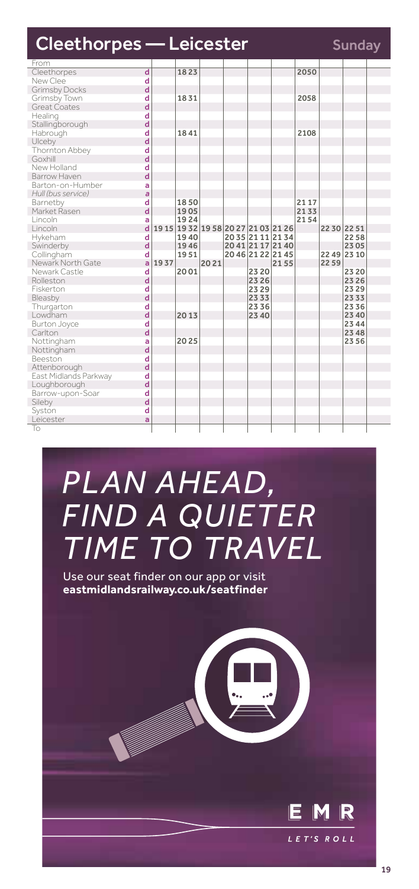# Cleethorpes — Leicester

**Sunday**

| From | | | | | | | | | | | |
|---|---|---|---|---|---|---|---|---|---|---|---|
| Cleethorpes | d | | 1823 | | | | | 2050 | | | |
| New Clee | d | | | | | | | | | | |
| Grimsby Docks | d | | | | | | | | | | |
| Grimsby Town | d | | 1831 | | | | | 2058 | | | |
| Great Coates | d | | | | | | | | | | |
| Healing | d | | | | | | | | | | |
| Stallingborough | d | | | | | | | | | | |
| Habrough | d | | 1841 | | | | | 2108 | | | |
| Ulceby | d | | | | | | | | | | |
| Thornton Abbey | d | | | | | | | | | | |
| Goxhill | d | | | | | | | | | | |
| New Holland | d | | | | | | | | | | |
| Barrow Haven | d | | | | | | | | | | |
| Barton-on-Humber | a | | | | | | | | | | |
| *Hull (bus service)* | *a* | | | | | | | | | | |
| Barnetby | d | | 1850 | | | | | 2117 | | | |
| Market Rasen | d | | 1905 | | | | | 2133 | | | |
| Lincoln | a | | 1924 | | | | | 2154 | | | |
| Lincoln | d | 1915 | 1932 | 1958 | 2027 | 2103 | 2126 | | 2230 | 2251 | |
| Hykeham | d | | 1940 | | 2035 | 2111 | 2134 | | | 2258 | |
| Swinderby | d | | 1946 | | 2041 | 2117 | 2140 | | | 2305 | |
| Collingham | d | | 1951 | | 2046 | 2122 | 2145 | | 2249 | 2310 | |
| Newark North Gate | a | 1937 | | 2021 | | | 2155 | | 2259 | | |
| Newark Castle | d | | 2001 | | | 2320 | | | | 2320 | |
| Rolleston | d | | | | | 2326 | | | | 2326 | |
| Fiskerton | d | | | | | 2329 | | | | 2329 | |
| Bleasby | d | | | | | 2333 | | | | 2333 | |
| Thurgarton | d | | | | | 2336 | | | | 2336 | |
| Lowdham | d | | 2013 | | | 2340 | | | | 2340 | |
| Burton Joyce | d | | | | | | | | | 2344 | |
| Carlton | d | | | | | | | | | 2348 | |
| Nottingham | a | | 2025 | | | | | | | 2356 | |
| Nottingham | d | | | | | | | | | | |
| Beeston | d | | | | | | | | | | |
| Attenborough | d | | | | | | | | | | |
| East Midlands Parkway | d | | | | | | | | | | |
| Loughborough | d | | | | | | | | | | |
| Barrow-upon-Soar | d | | | | | | | | | | |
| Sileby | d | | | | | | | | | | |
| Syston | d | | | | | | | | | | |
| Leicester | a | | | | | | | | | | |
| To | | | | | | | | | | | |

# *PLAN AHEAD, FIND A QUIETER TIME TO TRAVEL*

Use our seat finder on our app or visit **eastmidlandsrailway.co.uk/seatfinder**

EMR

*LET'S ROLL*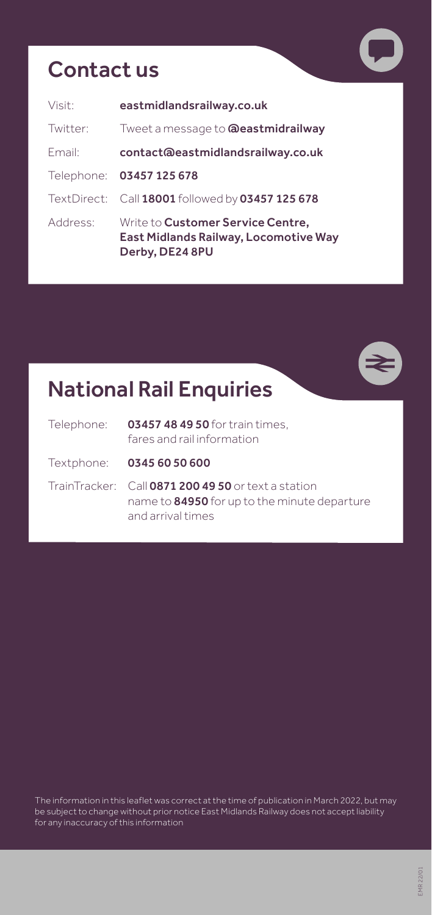## Contact us

| | |
|---|---|
| Visit: | **eastmidlandsrailway.co.uk** |
| Twitter: | Tweet a message to **@eastmidrailway** |
| Email: | **contact@eastmidlandsrailway.co.uk** |
| Telephone: | **03457 125 678** |
| TextDirect: | Call **18001** followed by **03457 125 678** |
| Address: | Write to **Customer Service Centre, East Midlands Railway, Locomotive Way Derby, DE24 8PU** |

## National Rail Enquiries

| | |
|---|---|
| Telephone: | **03457 48 49 50** for train times, fares and rail information |
| Textphone: | **0345 60 50 600** |
| TrainTracker: | Call **0871 200 49 50** or text a station name to **84950** for up to the minute departure and arrival times |

The information in this leaflet was correct at the time of publication in March 2022, but may be subject to change without prior notice East Midlands Railway does not accept liability for any inaccuracy of this information

EMR 22/01